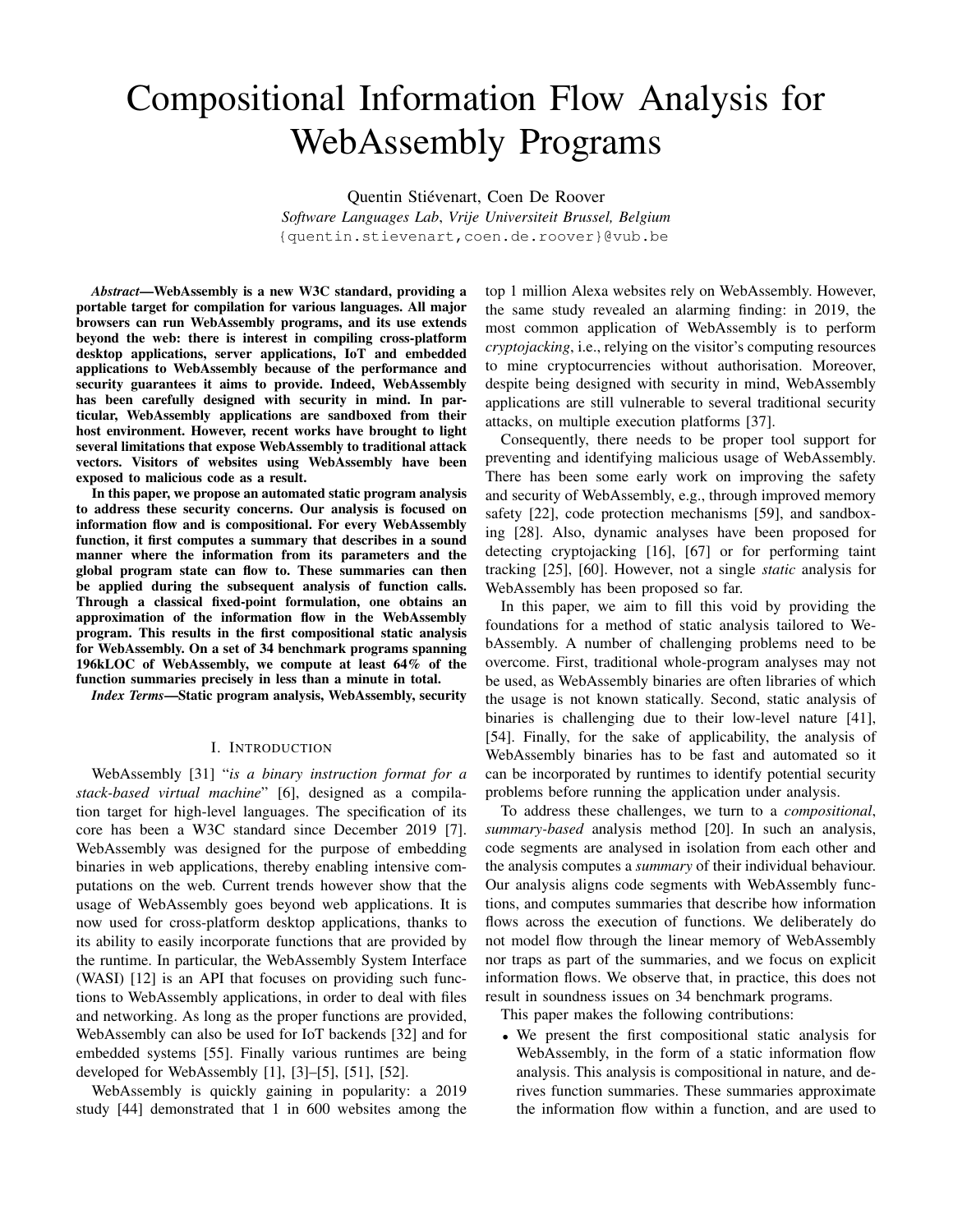# Compositional Information Flow Analysis for WebAssembly Programs

Quentin Stiévenart, Coen De Roover

*Software Languages Lab, Vrije Universiteit Brussel, Belgium*

{quentin.stievenart,coen.de.roover}@vub.be

***Abstract*—WebAssembly is a new W3C standard, providing a portable target for compilation for various languages. All major browsers can run WebAssembly programs, and its use extends beyond the web: there is interest in compiling cross-platform desktop applications, server applications, IoT and embedded applications to WebAssembly because of the performance and security guarantees it aims to provide. Indeed, WebAssembly has been carefully designed with security in mind. In particular, WebAssembly applications are sandboxed from their host environment. However, recent works have brought to light several limitations that expose WebAssembly to traditional attack vectors. Visitors of websites using WebAssembly have been exposed to malicious code as a result.**

**In this paper, we propose an automated static program analysis to address these security concerns. Our analysis is focused on information flow and is compositional. For every WebAssembly function, it first computes a summary that describes in a sound manner where the information from its parameters and the global program state can flow to. These summaries can then be applied during the subsequent analysis of function calls. Through a classical fixed-point formulation, one obtains an approximation of the information flow in the WebAssembly program. This results in the first compositional static analysis for WebAssembly. On a set of 34 benchmark programs spanning 196kLOC of WebAssembly, we compute at least 64% of the function summaries precisely in less than a minute in total.**

***Index Terms*—Static program analysis, WebAssembly, security**

## I. Introduction

WebAssembly [31] "*is a binary instruction format for a stack-based virtual machine*" [6], designed as a compilation target for high-level languages. The specification of its core has been a W3C standard since December 2019 [7]. WebAssembly was designed for the purpose of embedding binaries in web applications, thereby enabling intensive computations on the web. Current trends however show that the usage of WebAssembly goes beyond web applications. It is now used for cross-platform desktop applications, thanks to its ability to easily incorporate functions that are provided by the runtime. In particular, the WebAssembly System Interface (WASI) [12] is an API that focuses on providing such functions to WebAssembly applications, in order to deal with files and networking. As long as the proper functions are provided, WebAssembly can also be used for IoT backends [32] and for embedded systems [55]. Finally various runtimes are being developed for WebAssembly [1], [3]–[5], [51], [52].

WebAssembly is quickly gaining in popularity: a 2019 study [44] demonstrated that 1 in 600 websites among the top 1 million Alexa websites rely on WebAssembly. However, the same study revealed an alarming finding: in 2019, the most common application of WebAssembly is to perform *cryptojacking*, i.e., relying on the visitor's computing resources to mine cryptocurrencies without authorisation. Moreover, despite being designed with security in mind, WebAssembly applications are still vulnerable to several traditional security attacks, on multiple execution platforms [37].

Consequently, there needs to be proper tool support for preventing and identifying malicious usage of WebAssembly. There has been some early work on improving the safety and security of WebAssembly, e.g., through improved memory safety [22], code protection mechanisms [59], and sandboxing [28]. Also, dynamic analyses have been proposed for detecting cryptojacking [16], [67] or for performing taint tracking [25], [60]. However, not a single *static* analysis for WebAssembly has been proposed so far.

In this paper, we aim to fill this void by providing the foundations for a method of static analysis tailored to WebAssembly. A number of challenging problems need to be overcome. First, traditional whole-program analyses may not be used, as WebAssembly binaries are often libraries of which the usage is not known statically. Second, static analysis of binaries is challenging due to their low-level nature [41], [54]. Finally, for the sake of applicability, the analysis of WebAssembly binaries has to be fast and automated so it can be incorporated by runtimes to identify potential security problems before running the application under analysis.

To address these challenges, we turn to a *compositional*, *summary-based* analysis method [20]. In such an analysis, code segments are analysed in isolation from each other and the analysis computes a *summary* of their individual behaviour. Our analysis aligns code segments with WebAssembly functions, and computes summaries that describe how information flows across the execution of functions. We deliberately do not model flow through the linear memory of WebAssembly nor traps as part of the summaries, and we focus on explicit information flows. We observe that, in practice, this does not result in soundness issues on 34 benchmark programs.

This paper makes the following contributions:

- We present the first compositional static analysis for WebAssembly, in the form of a static information flow analysis. This analysis is compositional in nature, and derives function summaries. These summaries approximate the information flow within a function, and are used to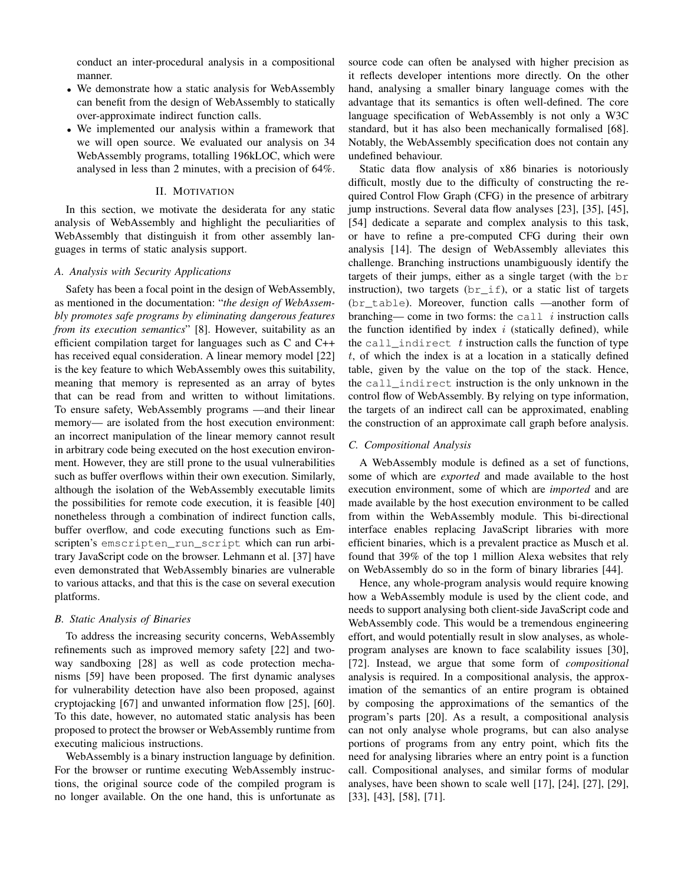conduct an inter-procedural analysis in a compositional manner.

- We demonstrate how a static analysis for WebAssembly can benefit from the design of WebAssembly to statically over-approximate indirect function calls.
- We implemented our analysis within a framework that we will open source. We evaluated our analysis on 34 WebAssembly programs, totalling 196kLOC, which were analysed in less than 2 minutes, with a precision of 64%.

## II. Motivation

In this section, we motivate the desiderata for any static analysis of WebAssembly and highlight the peculiarities of WebAssembly that distinguish it from other assembly languages in terms of static analysis support.

### A. Analysis with Security Applications

Safety has been a focal point in the design of WebAssembly, as mentioned in the documentation: "*the design of WebAssembly promotes safe programs by eliminating dangerous features from its execution semantics*" [8]. However, suitability as an efficient compilation target for languages such as C and C++ has received equal consideration. A linear memory model [22] is the key feature to which WebAssembly owes this suitability, meaning that memory is represented as an array of bytes that can be read from and written to without limitations. To ensure safety, WebAssembly programs —and their linear memory— are isolated from the host execution environment: an incorrect manipulation of the linear memory cannot result in arbitrary code being executed on the host execution environment. However, they are still prone to the usual vulnerabilities such as buffer overflows within their own execution. Similarly, although the isolation of the WebAssembly executable limits the possibilities for remote code execution, it is feasible [40] nonetheless through a combination of indirect function calls, buffer overflow, and code executing functions such as Emscripten's `emscripten_run_script` which can run arbitrary JavaScript code on the browser. Lehmann et al. [37] have even demonstrated that WebAssembly binaries are vulnerable to various attacks, and that this is the case on several execution platforms.

### B. Static Analysis of Binaries

To address the increasing security concerns, WebAssembly refinements such as improved memory safety [22] and two-way sandboxing [28] as well as code protection mechanisms [59] have been proposed. The first dynamic analyses for vulnerability detection have also been proposed, against cryptojacking [67] and unwanted information flow [25], [60]. To this date, however, no automated static analysis has been proposed to protect the browser or WebAssembly runtime from executing malicious instructions.

WebAssembly is a binary instruction language by definition. For the browser or runtime executing WebAssembly instructions, the original source code of the compiled program is no longer available. On the one hand, this is unfortunate as source code can often be analysed with higher precision as it reflects developer intentions more directly. On the other hand, analysing a smaller binary language comes with the advantage that its semantics is often well-defined. The core language specification of WebAssembly is not only a W3C standard, but it has also been mechanically formalised [68]. Notably, the WebAssembly specification does not contain any undefined behaviour.

Static data flow analysis of x86 binaries is notoriously difficult, mostly due to the difficulty of constructing the required Control Flow Graph (CFG) in the presence of arbitrary jump instructions. Several data flow analyses [23], [35], [45], [54] dedicate a separate and complex analysis to this task, or have to refine a pre-computed CFG during their own analysis [14]. The design of WebAssembly alleviates this challenge. Branching instructions unambiguously identify the targets of their jumps, either as a single target (with the `br` instruction), two targets (`br_if`), or a static list of targets (`br_table`). Moreover, function calls —another form of branching— come in two forms: the `call` $i$ instruction calls the function identified by index $i$ (statically defined), while the `call_indirect` $t$ instruction calls the function of type $t$, of which the index is at a location in a statically defined table, given by the value on the top of the stack. Hence, the `call_indirect` instruction is the only unknown in the control flow of WebAssembly. By relying on type information, the targets of an indirect call can be approximated, enabling the construction of an approximate call graph before analysis.

### C. Compositional Analysis

A WebAssembly module is defined as a set of functions, some of which are *exported* and made available to the host execution environment, some of which are *imported* and are made available by the host execution environment to be called from within the WebAssembly module. This bi-directional interface enables replacing JavaScript libraries with more efficient binaries, which is a prevalent practice as Musch et al. found that 39% of the top 1 million Alexa websites that rely on WebAssembly do so in the form of binary libraries [44].

Hence, any whole-program analysis would require knowing how a WebAssembly module is used by the client code, and needs to support analysing both client-side JavaScript code and WebAssembly code. This would be a tremendous engineering effort, and would potentially result in slow analyses, as whole-program analyses are known to face scalability issues [30], [72]. Instead, we argue that some form of *compositional* analysis is required. In a compositional analysis, the approximation of the semantics of an entire program is obtained by composing the approximations of the semantics of the program's parts [20]. As a result, a compositional analysis can not only analyse whole programs, but can also analyse portions of programs from any entry point, which fits the need for analysing libraries where an entry point is a function call. Compositional analyses, and similar forms of modular analyses, have been shown to scale well [17], [24], [27], [29], [33], [43], [58], [71].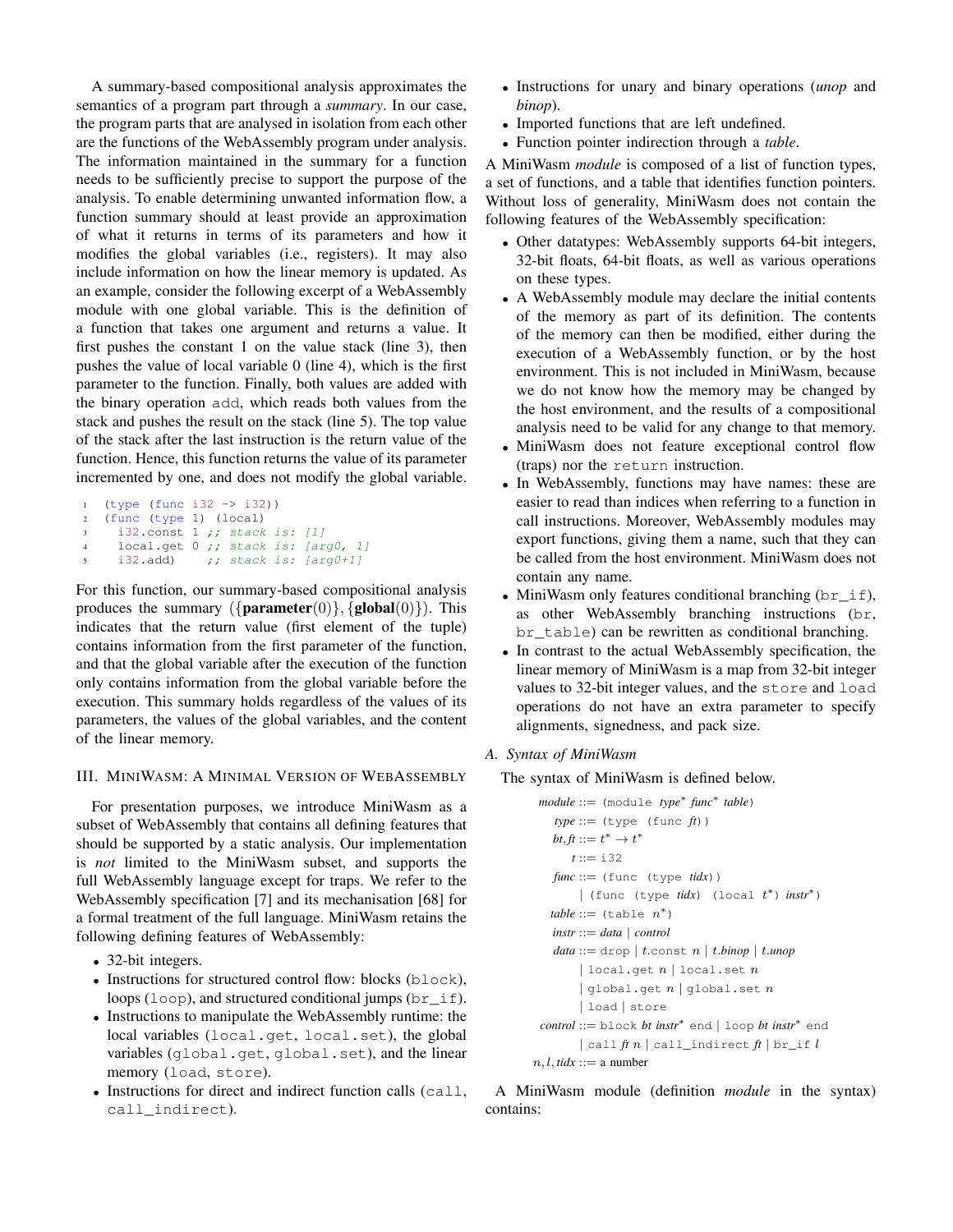A summary-based compositional analysis approximates the semantics of a program part through a *summary*. In our case, the program parts that are analysed in isolation from each other are the functions of the WebAssembly program under analysis. The information maintained in the summary for a function needs to be sufficiently precise to support the purpose of the analysis. To enable determining unwanted information flow, a function summary should at least provide an approximation of what it returns in terms of its parameters and how it modifies the global variables (i.e., registers). It may also include information on how the linear memory is updated. As an example, consider the following excerpt of a WebAssembly module with one global variable. This is the definition of a function that takes one argument and returns a value. It first pushes the constant 1 on the value stack (line 3), then pushes the value of local variable 0 (line 4), which is the first parameter to the function. Finally, both values are added with the binary operation `add`, which reads both values from the stack and pushes the result on the stack (line 5). The top value of the stack after the last instruction is the return value of the function. Hence, this function returns the value of its parameter incremented by one, and does not modify the global variable.

```
1  (type (func i32 -> i32))
2  (func (type 1) (local)
3    i32.const 1 ;; stack is: [1]
4    local.get 0 ;; stack is: [arg0, 1]
5    i32.add)    ;; stack is: [arg0+1]
```

For this function, our summary-based compositional analysis produces the summary $(\{\textbf{parameter}(0)\}, \{\textbf{global}(0)\})$. This indicates that the return value (first element of the tuple) contains information from the first parameter of the function, and that the global variable after the execution of the function only contains information from the global variable before the execution. This summary holds regardless of the values of its parameters, the values of the global variables, and the content of the linear memory.

## III. MiniWasm: A Minimal Version of WebAssembly

For presentation purposes, we introduce MiniWasm as a subset of WebAssembly that contains all defining features that should be supported by a static analysis. Our implementation is *not* limited to the MiniWasm subset, and supports the full WebAssembly language except for traps. We refer to the WebAssembly specification [7] and its mechanisation [68] for a formal treatment of the full language. MiniWasm retains the following defining features of WebAssembly:

- 32-bit integers.
- Instructions for structured control flow: blocks (`block`), loops (`loop`), and structured conditional jumps (`br_if`).
- Instructions to manipulate the WebAssembly runtime: the local variables (`local.get`, `local.set`), the global variables (`global.get`, `global.set`), and the linear memory (`load`, `store`).
- Instructions for direct and indirect function calls (`call`, `call_indirect`).
- Instructions for unary and binary operations (*unop* and *binop*).
- Imported functions that are left undefined.
- Function pointer indirection through a *table*.

A MiniWasm *module* is composed of a list of function types, a set of functions, and a table that identifies function pointers. Without loss of generality, MiniWasm does not contain the following features of the WebAssembly specification:

- Other datatypes: WebAssembly supports 64-bit integers, 32-bit floats, 64-bit floats, as well as various operations on these types.
- A WebAssembly module may declare the initial contents of the memory as part of its definition. The contents of the memory can then be modified, either during the execution of a WebAssembly function, or by the host environment. This is not included in MiniWasm, because we do not know how the memory may be changed by the host environment, and the results of a compositional analysis need to be valid for any change to that memory.
- MiniWasm does not feature exceptional control flow (traps) nor the `return` instruction.
- In WebAssembly, functions may have names: these are easier to read than indices when referring to a function in call instructions. Moreover, WebAssembly modules may export functions, giving them a name, such that they can be called from the host environment. MiniWasm does not contain any name.
- MiniWasm only features conditional branching (`br_if`), as other WebAssembly branching instructions (`br`, `br_table`) can be rewritten as conditional branching.
- In contrast to the actual WebAssembly specification, the linear memory of MiniWasm is a map from 32-bit integer values to 32-bit integer values, and the `store` and `load` operations do not have an extra parameter to specify alignments, signedness, and pack size.

### A. Syntax of MiniWasm

The syntax of MiniWasm is defined below.

```
module ::= (module type* func* table)
  type ::= (type (func ft))
 bt,ft ::= t* → t*
     t ::= i32
  func ::= (func (type tidx))
         | (func (type tidx) (local t*) instr*)
 table ::= (table n*)
 instr ::= data | control
  data ::= drop | t.const n | t.binop | t.unop
         | local.get n | local.set n
         | global.get n | global.set n
         | load | store
control ::= block bt instr* end | loop bt instr* end
         | call ft n | call_indirect ft | br_if l
n, l, tidx ::= a number
```

A MiniWasm module (definition *module* in the syntax) contains: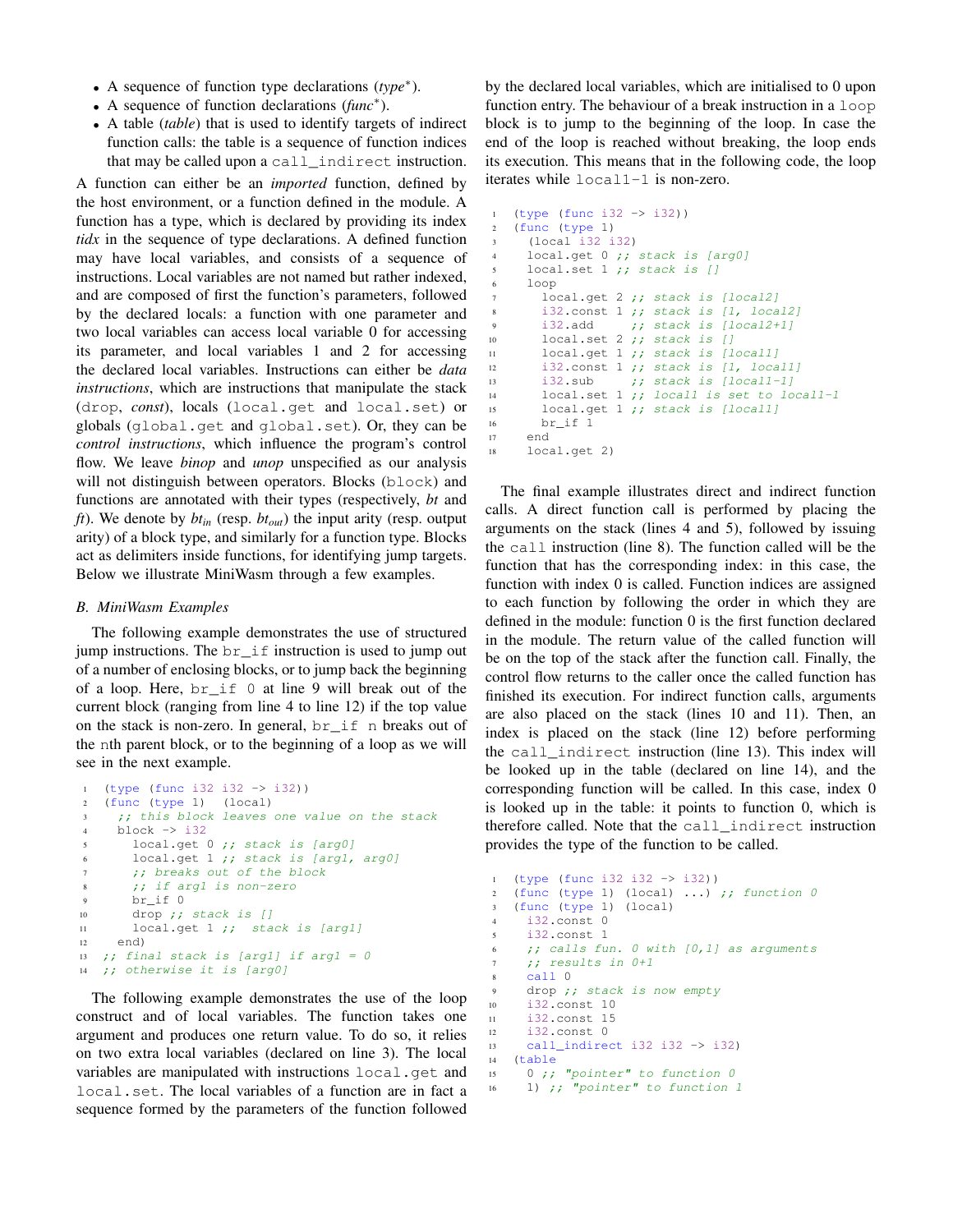- A sequence of function type declarations (*type*$^*$).
- A sequence of function declarations (*func*$^*$).
- A table (*table*) that is used to identify targets of indirect function calls: the table is a sequence of function indices that may be called upon a `call_indirect` instruction.

A function can either be an *imported* function, defined by the host environment, or a function defined in the module. A function has a type, which is declared by providing its index *tidx* in the sequence of type declarations. A defined function may have local variables, and consists of a sequence of instructions. Local variables are not named but rather indexed, and are composed of first the function's parameters, followed by the declared locals: a function with one parameter and two local variables can access local variable 0 for accessing its parameter, and local variables 1 and 2 for accessing the declared local variables. Instructions can either be *data instructions*, which are instructions that manipulate the stack (`drop`, *const*), locals (`local.get` and `local.set`) or globals (`global.get` and `global.set`). Or, they can be *control instructions*, which influence the program's control flow. We leave *binop* and *unop* unspecified as our analysis will not distinguish between operators. Blocks (`block`) and functions are annotated with their types (respectively, *bt* and *ft*). We denote by $bt_{in}$ (resp. $bt_{out}$) the input arity (resp. output arity) of a block type, and similarly for a function type. Blocks act as delimiters inside functions, for identifying jump targets. Below we illustrate MiniWasm through a few examples.

### B. MiniWasm Examples

The following example demonstrates the use of structured jump instructions. The `br_if` instruction is used to jump out of a number of enclosing blocks, or to jump back the beginning of a loop. Here, `br_if 0` at line 9 will break out of the current block (ranging from line 4 to line 12) if the top value on the stack is non-zero. In general, `br_if n` breaks out of the `n`th parent block, or to the beginning of a loop as we will see in the next example.

```
1  (type (func i32 i32 -> i32))
2  (func (type 1)  (local)
3    ;; this block leaves one value on the stack
4    block -> i32
5      local.get 0 ;; stack is [arg0]
6      local.get 1 ;; stack is [arg1, arg0]
7      ;; breaks out of the block
8      ;; if arg1 is non-zero
9      br_if 0
10     drop ;; stack is []
11     local.get 1 ;;  stack is [arg1]
12   end)
13 ;; final stack is [arg1] if arg1 = 0
14 ;; otherwise it is [arg0]
```

The following example demonstrates the use of the loop construct and of local variables. The function takes one argument and produces one return value. To do so, it relies on two extra local variables (declared on line 3). The local variables are manipulated with instructions `local.get` and `local.set`. The local variables of a function are in fact a sequence formed by the parameters of the function followed by the declared local variables, which are initialised to 0 upon function entry. The behaviour of a break instruction in a `loop` block is to jump to the beginning of the loop. In case the end of the loop is reached without breaking, the loop ends its execution. This means that in the following code, the loop iterates while `local1-1` is non-zero.

```
1  (type (func i32 -> i32))
2  (func (type 1)
3    (local i32 i32)
4    local.get 0 ;; stack is [arg0]
5    local.set 1 ;; stack is []
6    loop
7      local.get 2 ;; stack is [local2]
8      i32.const 1 ;; stack is [1, local2]
9      i32.add     ;; stack is [local2+1]
10     local.set 2 ;; stack is []
11     local.get 1 ;; stack is [local1]
12     i32.const 1 ;; stack is [1, local1]
13     i32.sub     ;; stack is [local1-1]
14     local.set 1 ;; local1 is set to local1-1
15     local.get 1 ;; stack is [local1]
16     br_if 1
17   end
18   local.get 2)
```

The final example illustrates direct and indirect function calls. A direct function call is performed by placing the arguments on the stack (lines 4 and 5), followed by issuing the `call` instruction (line 8). The function called will be the function that has the corresponding index: in this case, the function with index 0 is called. Function indices are assigned to each function by following the order in which they are defined in the module: function 0 is the first function declared in the module. The return value of the called function will be on the top of the stack after the function call. Finally, the control flow returns to the caller once the called function has finished its execution. For indirect function calls, arguments are also placed on the stack (lines 10 and 11). Then, an index is placed on the stack (line 12) before performing the `call_indirect` instruction (line 13). This index will be looked up in the table (declared on line 14), and the corresponding function will be called. In this case, index 0 is looked up in the table: it points to function 0, which is therefore called. Note that the `call_indirect` instruction provides the type of the function to be called.

```
1  (type (func i32 i32 -> i32))
2  (func (type 1) (local) ...) ;; function 0
3  (func (type 1) (local)
4    i32.const 0
5    i32.const 1
6    ;; calls fun. 0 with [0,1] as arguments
7    ;; results in 0+1
8    call 0
9    drop ;; stack is now empty
10   i32.const 10
11   i32.const 15
12   i32.const 0
13   call_indirect i32 i32 -> i32)
14 (table
15   0 ;; "pointer" to function 0
16   1) ;; "pointer" to function 1
```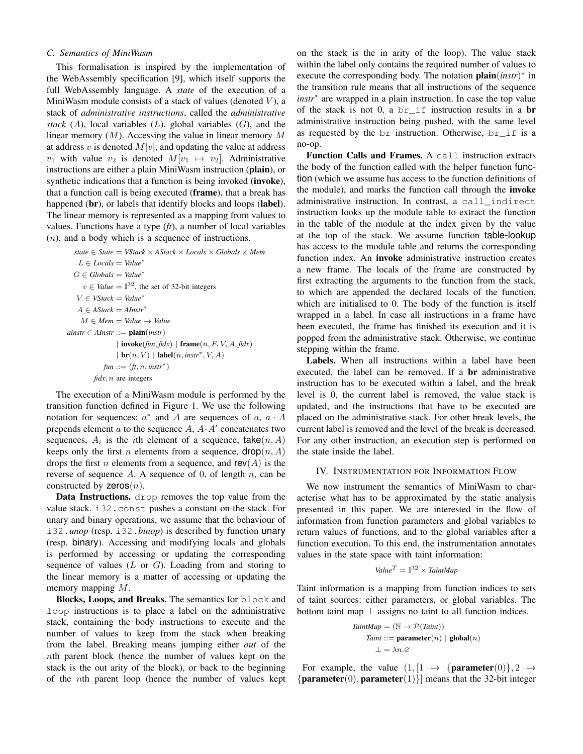### C. Semantics of MiniWasm

This formalisation is inspired by the implementation of the WebAssembly specification [9], which itself supports the full WebAssembly language. A *state* of the execution of a MiniWasm module consists of a stack of values (denoted $V$), a stack of *administrative instructions*, called the *administrative stack* ($A$), local variables ($L$), global variables ($G$), and the linear memory ($M$). Accessing the value in linear memory $M$ at address $v$ is denoted $M[v]$, and updating the value at address $v_1$ with value $v_2$ is denoted $M[v_1 \mapsto v_2]$. Administrative instructions are either a plain MiniWasm instruction (**plain**), or synthetic indications that a function is being invoked (**invoke**), that a function call is being executed (**frame**), that a break has happened (**br**), or labels that identify blocks and loops (**label**). The linear memory is represented as a mapping from values to values. Functions have a type (*ft*), a number of local variables ($n$), and a body which is a sequence of instructions.

$$
\begin{aligned}
\mathit{state} \in \mathit{State} &= \mathit{VStack} \times \mathit{AStack} \times \mathit{Locals} \times \mathit{Globals} \times \mathit{Mem} \\
L \in \mathit{Locals} &= \mathit{Value}^* \\
G \in \mathit{Globals} &= \mathit{Value}^* \\
v \in \mathit{Value} &= \mathbb{I}^{32}, \text{ the set of 32-bit integers} \\
V \in \mathit{VStack} &= \mathit{Value}^* \\
A \in \mathit{AStack} &= \mathit{AInstr}^* \\
M \in \mathit{Mem} &= \mathit{Value} \rightarrow \mathit{Value} \\
\mathit{ainstr} \in \mathit{AInstr} &::= \mathbf{plain}(\mathit{instr}) \\
&\mid \mathbf{invoke}(\mathit{fun}, \mathit{fidx}) \mid \mathbf{frame}(n, F, V, A, \mathit{fidx}) \\
&\mid \mathbf{br}(n, V) \mid \mathbf{label}(n, \mathit{instr}^*, V, A) \\
\mathit{fun} &::= (\mathit{ft}, n, \mathit{instr}^*) \\
\mathit{fidx}, n &\text{ are integers}
\end{aligned}
$$

The execution of a MiniWasm module is performed by the transition function defined in Figure 1. We use the following notation for sequences: $a^*$ and $A$ are sequences of $a$, $a \cdot A$ prepends element $a$ to the sequence $A$, $A \cdot A'$ concatenates two sequences, $A_i$ is the $i$th element of a sequence, $\mathsf{take}(n, A)$ keeps only the first $n$ elements from a sequence, $\mathsf{drop}(n, A)$ drops the first $n$ elements from a sequence, and $\mathsf{rev}(A)$ is the reverse of sequence $A$. A sequence of 0, of length $n$, can be constructed by $\mathsf{zeros}(n)$.

**Data Instructions.** `drop` removes the top value from the value stack. `i32.const` pushes a constant on the stack. For unary and binary operations, we assume that the behaviour of `i32.`*unop* (resp. `i32.`*binop*) is described by function unary (resp. binary). Accessing and modifying locals and globals is performed by accessing or updating the corresponding sequence of values ($L$ or $G$). Loading from and storing to the linear memory is a matter of accessing or updating the memory mapping $M$.

**Blocks, Loops, and Breaks.** The semantics for `block` and `loop` instructions is to place a label on the administrative stack, containing the body instructions to execute and the number of values to keep from the stack when breaking from the label. Breaking means jumping either *out* of the $n$th parent block (hence the number of values kept on the stack is the out arity of the block), or back to the beginning of the $n$th parent loop (hence the number of values kept on the stack is the in arity of the loop). The value stack within the label only contains the required number of values to execute the corresponding body. The notation $\mathbf{plain}(\mathit{instr})^*$ in the transition rule means that all instructions of the sequence $\mathit{instr}^*$ are wrapped in a plain instruction. In case the top value of the stack is not 0, a `br_if` instruction results in a **br** administrative instruction being pushed, with the same level as requested by the `br` instruction. Otherwise, `br_if` is a no-op.

**Function Calls and Frames.** A `call` instruction extracts the body of the function called with the helper function func-tion (which we assume has access to the function definitions of the module), and marks the function call through the **invoke** administrative instruction. In contrast, a `call_indirect` instruction looks up the module table to extract the function in the table of the module at the index given by the value at the top of the stack. We assume function table-lookup has access to the module table and returns the corresponding function index. An **invoke** administrative instruction creates a new frame. The locals of the frame are constructed by first extracting the arguments to the function from the stack, to which are appended the declared locals of the function, which are initialised to 0. The body of the function is itself wrapped in a label. In case all instructions in a frame have been executed, the frame has finished its execution and it is popped from the administrative stack. Otherwise, we continue stepping within the frame.

**Labels.** When all instructions within a label have been executed, the label can be removed. If a **br** administrative instruction has to be executed within a label, and the break level is 0, the current label is removed, the value stack is updated, and the instructions that have to be executed are placed on the administrative stack. For other break levels, the current label is removed and the level of the break is decreased. For any other instruction, an execution step is performed on the state inside the label.

## IV. Instrumentation for Information Flow

We now instrument the semantics of MiniWasm to characterise what has to be approximated by the static analysis presented in this paper. We are interested in the flow of information from function parameters and global variables to return values of functions, and to the global variables after a function execution. To this end, the instrumentation annotates values in the state space with taint information:

$$\mathit{Value}^T = \mathbb{I}^{32} \times \mathit{TaintMap}$$

Taint information is a mapping from function indices to sets of taint sources: either parameters, or global variables. The bottom taint map $\bot$ assigns no taint to all function indices.

$$
\begin{aligned}
\mathit{TaintMap} &= (\mathbb{N} \rightarrow \mathcal{P}(\mathit{Taint})) \\
\mathit{Taint} &::= \mathbf{parameter}(n) \mid \mathbf{global}(n) \\
\bot &= \lambda n.\varnothing
\end{aligned}
$$

For example, the value $(1, [1 \mapsto \{\mathbf{parameter}(0)\}, 2 \mapsto \{\mathbf{parameter}(0), \mathbf{parameter}(1)\}]$ means that the 32-bit integer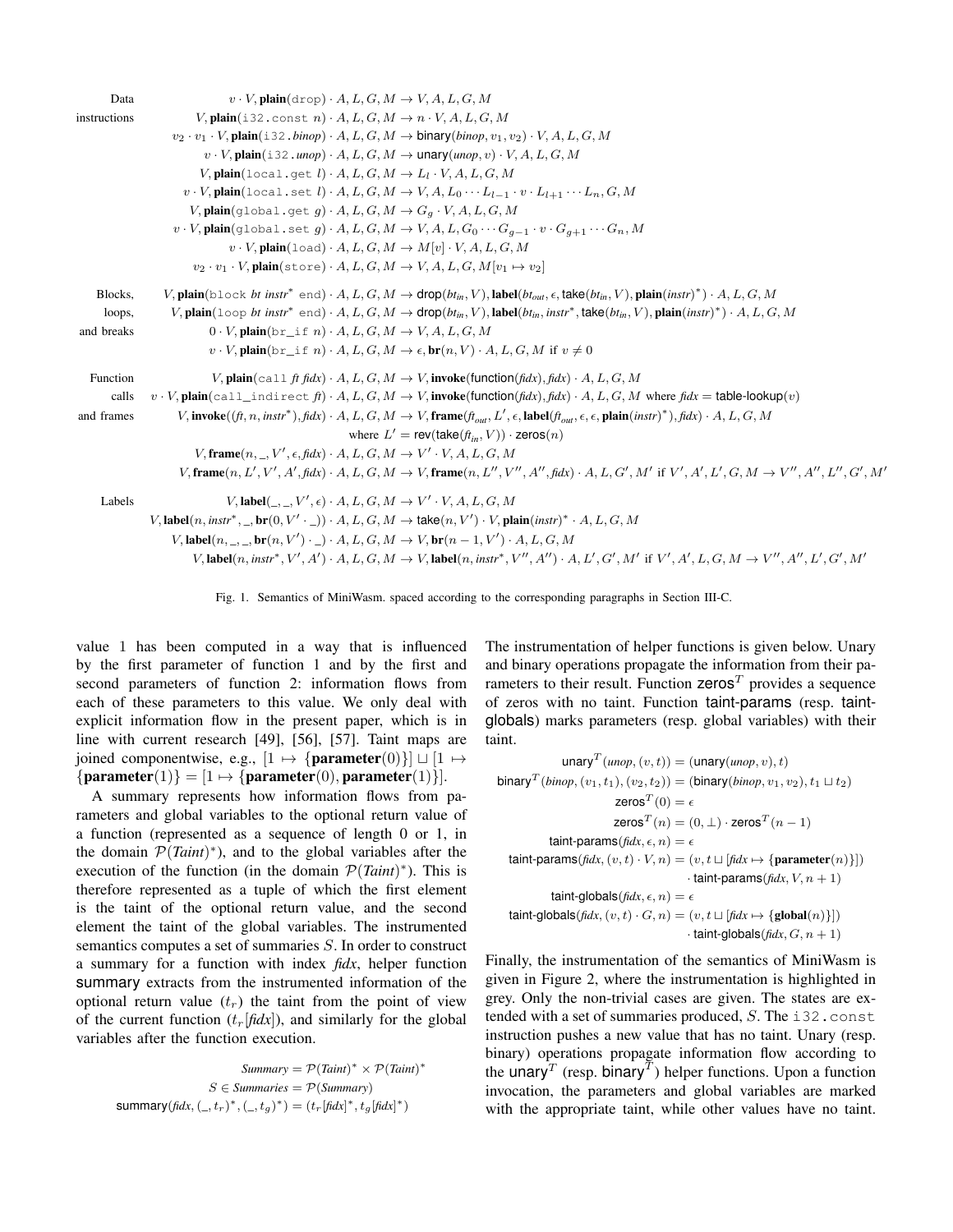$$
\begin{array}{ll}
\text{Data} & v \cdot V, \mathbf{plain}(\texttt{drop}) \cdot A, L, G, M \rightarrow V, A, L, G, M \\
\text{instructions} & V, \mathbf{plain}(\texttt{i32.const}\ n) \cdot A, L, G, M \rightarrow n \cdot V, A, L, G, M \\
& v_2 \cdot v_1 \cdot V, \mathbf{plain}(\texttt{i32.}\mathit{binop}) \cdot A, L, G, M \rightarrow \mathsf{binary}(\mathit{binop}, v_1, v_2) \cdot V, A, L, G, M \\
& v \cdot V, \mathbf{plain}(\texttt{i32.}\mathit{unop}) \cdot A, L, G, M \rightarrow \mathsf{unary}(\mathit{unop}, v) \cdot V, A, L, G, M \\
& V, \mathbf{plain}(\texttt{local.get}\ l) \cdot A, L, G, M \rightarrow L_l \cdot V, A, L, G, M \\
& v \cdot V, \mathbf{plain}(\texttt{local.set}\ l) \cdot A, L, G, M \rightarrow V, A, L_0 \cdots L_{l-1} \cdot v \cdot L_{l+1} \cdots L_n, G, M \\
& V, \mathbf{plain}(\texttt{global.get}\ g) \cdot A, L, G, M \rightarrow G_g \cdot V, A, L, G, M \\
& v \cdot V, \mathbf{plain}(\texttt{global.set}\ g) \cdot A, L, G, M \rightarrow V, A, L, G_0 \cdots G_{g-1} \cdot v \cdot G_{g+1} \cdots G_n, M \\
& v \cdot V, \mathbf{plain}(\texttt{load}) \cdot A, L, G, M \rightarrow M[v] \cdot V, A, L, G, M \\
& v_2 \cdot v_1 \cdot V, \mathbf{plain}(\texttt{store}) \cdot A, L, G, M \rightarrow V, A, L, G, M[v_1 \mapsto v_2] \\
\text{Blocks,} & V, \mathbf{plain}(\texttt{block}\ \mathit{bt}\ \mathit{instr}^*\ \texttt{end}) \cdot A, L, G, M \rightarrow \mathsf{drop}(\mathit{bt_{in}}, V), \mathbf{label}(\mathit{bt_{out}}, \epsilon, \mathsf{take}(\mathit{bt_{in}}, V), \mathbf{plain}(\mathit{instr})^*) \cdot A, L, G, M \\
\text{loops,} & V, \mathbf{plain}(\texttt{loop}\ \mathit{bt}\ \mathit{instr}^*\ \texttt{end}) \cdot A, L, G, M \rightarrow \mathsf{drop}(\mathit{bt_{in}}, V), \mathbf{label}(\mathit{bt_{in}}, \mathit{instr}^*, \mathsf{take}(\mathit{bt_{in}}, V), \mathbf{plain}(\mathit{instr})^*) \cdot A, L, G, M \\
\text{and breaks} & 0 \cdot V, \mathbf{plain}(\texttt{br\_if}\ n) \cdot A, L, G, M \rightarrow V, A, L, G, M \\
& v \cdot V, \mathbf{plain}(\texttt{br\_if}\ n) \cdot A, L, G, M \rightarrow \epsilon, \mathbf{br}(n, V) \cdot A, L, G, M \text{ if } v \neq 0 \\
\text{Function} & V, \mathbf{plain}(\texttt{call}\ \mathit{ft}\ \mathit{fidx}) \cdot A, L, G, M \rightarrow V, \mathbf{invoke}(\mathsf{function}(\mathit{fidx}), \mathit{fidx}) \cdot A, L, G, M \\
\text{calls} & v \cdot V, \mathbf{plain}(\texttt{call\_indirect}\ \mathit{ft}) \cdot A, L, G, M \rightarrow V, \mathbf{invoke}(\mathsf{function}(\mathit{fidx}), \mathit{fidx}) \cdot A, L, G, M \text{ where } \mathit{fidx} = \mathsf{table\text{-}lookup}(v) \\
\text{and frames} & V, \mathbf{invoke}((\mathit{ft}, n, \mathit{instr}^*), \mathit{fidx}) \cdot A, L, G, M \rightarrow V, \mathbf{frame}(\mathit{ft_{out}}, L', \epsilon, \mathbf{label}(\mathit{ft_{out}}, \epsilon, \epsilon, \mathbf{plain}(\mathit{instr})^*), \mathit{fidx}) \cdot A, L, G, M \\
& \qquad \text{where } L' = \mathsf{rev}(\mathsf{take}(\mathit{ft_{in}}, V)) \cdot \mathsf{zeros}(n) \\
& V, \mathbf{frame}(n, \_, V', \epsilon, \mathit{fidx}) \cdot A, L, G, M \rightarrow V' \cdot V, A, L, G, M \\
& V, \mathbf{frame}(n, L', V', A', \mathit{fidx}) \cdot A, L, G, M \rightarrow V, \mathbf{frame}(n, L'', V'', A'', \mathit{fidx}) \cdot A, L, G', M' \text{ if } V', A', L', G, M \rightarrow V'', A'', L'', G', M' \\
\text{Labels} & V, \mathbf{label}(\_, \_, V', \epsilon) \cdot A, L, G, M \rightarrow V' \cdot V, A, L, G, M \\
& V, \mathbf{label}(n, \mathit{instr}^*, \_, \mathbf{br}(0, V' \cdot \_)) \cdot A, L, G, M \rightarrow \mathsf{take}(n, V') \cdot V, \mathbf{plain}(\mathit{instr})^* \cdot A, L, G, M \\
& V, \mathbf{label}(n, \_, \_, \mathbf{br}(n, V') \cdot \_) \cdot A, L, G, M \rightarrow V, \mathbf{br}(n-1, V') \cdot A, L, G, M \\
& V, \mathbf{label}(n, \mathit{instr}^*, V', A') \cdot A, L, G, M \rightarrow V, \mathbf{label}(n, \mathit{instr}^*, V'', A'') \cdot A, L', G', M' \text{ if } V', A', L, G, M \rightarrow V'', A'', L', G', M'
\end{array}
$$

Fig. 1. Semantics of MiniWasm. spaced according to the corresponding paragraphs in Section III-C.

value 1 has been computed in a way that is influenced by the first parameter of function 1 and by the first and second parameters of function 2: information flows from each of these parameters to this value. We only deal with explicit information flow in the present paper, which is in line with current research [49], [56], [57]. Taint maps are joined componentwise, e.g., $[1 \mapsto \{\mathbf{parameter}(0)\}] \sqcup [1 \mapsto \{\mathbf{parameter}(1)\}] = [1 \mapsto \{\mathbf{parameter}(0), \mathbf{parameter}(1)\}]$.

A summary represents how information flows from parameters and global variables to the optional return value of a function (represented as a sequence of length 0 or 1, in the domain $\mathcal{P}(\mathit{Taint})^*$), and to the global variables after the execution of the function (in the domain $\mathcal{P}(\mathit{Taint})^*$). This is therefore represented as a tuple of which the first element is the taint of the optional return value, and the second element the taint of the global variables. The instrumented semantics computes a set of summaries $S$. In order to construct a summary for a function with index *fidx*, helper function summary extracts from the instrumented information of the optional return value ($t_r$) the taint from the point of view of the current function ($t_r[\mathit{fidx}]$), and similarly for the global variables after the function execution.

$$
\begin{aligned}
\mathit{Summary} &= \mathcal{P}(\mathit{Taint})^* \times \mathcal{P}(\mathit{Taint})^* \\
S \in \mathit{Summaries} &= \mathcal{P}(\mathit{Summary}) \\
\mathsf{summary}(\mathit{fidx}, (\_, t_r)^*, (\_, t_g)^*) &= (t_r[\mathit{fidx}]^*, t_g[\mathit{fidx}]^*)
\end{aligned}
$$

The instrumentation of helper functions is given below. Unary and binary operations propagate the information from their parameters to their result. Function $\mathsf{zeros}^T$ provides a sequence of zeros with no taint. Function taint-params (resp. taint-globals) marks parameters (resp. global variables) with their taint.

$$
\begin{aligned}
\mathsf{unary}^T(\mathit{unop}, (v, t)) &= (\mathsf{unary}(\mathit{unop}, v), t) \\
\mathsf{binary}^T(\mathit{binop}, (v_1, t_1), (v_2, t_2)) &= (\mathsf{binary}(\mathit{binop}, v_1, v_2), t_1 \sqcup t_2) \\
\mathsf{zeros}^T(0) &= \epsilon \\
\mathsf{zeros}^T(n) &= (0, \bot) \cdot \mathsf{zeros}^T(n-1) \\
\mathsf{taint\text{-}params}(\mathit{fidx}, \epsilon, n) &= \epsilon \\
\mathsf{taint\text{-}params}(\mathit{fidx}, (v, t) \cdot V, n) &= (v, t \sqcup [\mathit{fidx} \mapsto \{\mathbf{parameter}(n)\}]) \\
&\quad \cdot \mathsf{taint\text{-}params}(\mathit{fidx}, V, n+1) \\
\mathsf{taint\text{-}globals}(\mathit{fidx}, \epsilon, n) &= \epsilon \\
\mathsf{taint\text{-}globals}(\mathit{fidx}, (v, t) \cdot G, n) &= (v, t \sqcup [\mathit{fidx} \mapsto \{\mathbf{global}(n)\}]) \\
&\quad \cdot \mathsf{taint\text{-}globals}(\mathit{fidx}, G, n+1)
\end{aligned}
$$

Finally, the instrumentation of the semantics of MiniWasm is given in Figure 2, where the instrumentation is highlighted in grey. Only the non-trivial cases are given. The states are extended with a set of summaries produced, $S$. The `i32.const` instruction pushes a new value that has no taint. Unary (resp. binary) operations propagate information flow according to the $\mathsf{unary}^T$ (resp. $\mathsf{binary}^T$) helper functions. Upon a function invocation, the parameters and global variables are marked with the appropriate taint, while other values have no taint.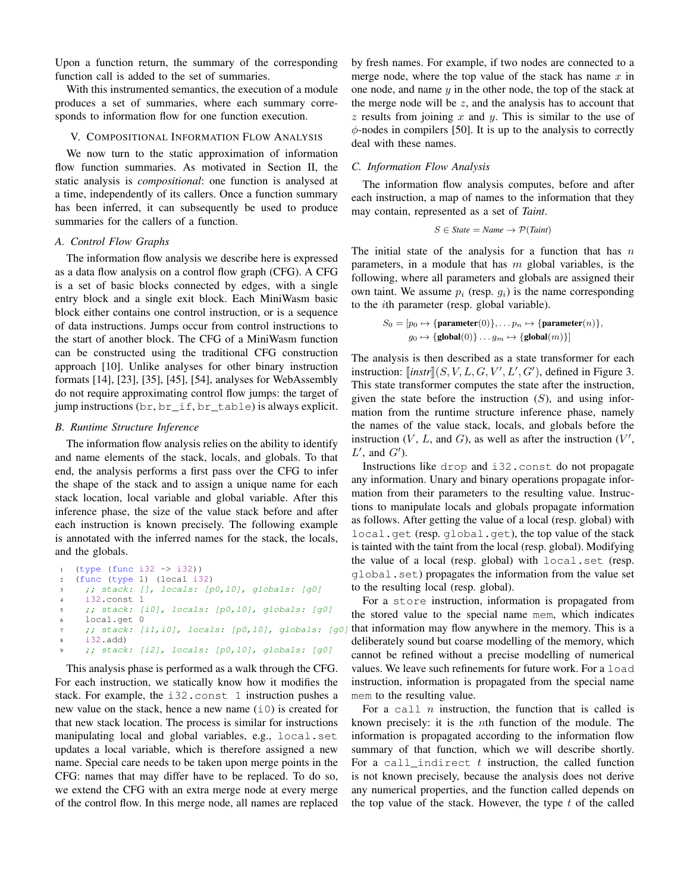Upon a function return, the summary of the corresponding function call is added to the set of summaries.

With this instrumented semantics, the execution of a module produces a set of summaries, where each summary corresponds to information flow for one function execution.

## V. Compositional Information Flow Analysis

We now turn to the static approximation of information flow function summaries. As motivated in Section II, the static analysis is *compositional*: one function is analysed at a time, independently of its callers. Once a function summary has been inferred, it can subsequently be used to produce summaries for the callers of a function.

### A. Control Flow Graphs

The information flow analysis we describe here is expressed as a data flow analysis on a control flow graph (CFG). A CFG is a set of basic blocks connected by edges, with a single entry block and a single exit block. Each MiniWasm basic block either contains one control instruction, or is a sequence of data instructions. Jumps occur from control instructions to the start of another block. The CFG of a MiniWasm function can be constructed using the traditional CFG construction approach [10]. Unlike analyses for other binary instruction formats [14], [23], [35], [45], [54], analyses for WebAssembly do not require approximating control flow jumps: the target of jump instructions (`br`, `br_if`, `br_table`) is always explicit.

### B. Runtime Structure Inference

The information flow analysis relies on the ability to identify and name elements of the stack, locals, and globals. To that end, the analysis performs a first pass over the CFG to infer the shape of the stack and to assign a unique name for each stack location, local variable and global variable. After this inference phase, the size of the value stack before and after each instruction is known precisely. The following example is annotated with the inferred names for the stack, the locals, and the globals.

```
1  (type (func i32 -> i32))
2  (func (type 1) (local i32)
3    ;; stack: [], locals: [p0,l0], globals: [g0]
4    i32.const 1
5    ;; stack: [i0], locals: [p0,l0], globals: [g0]
6    local.get 0
7    ;; stack: [i1,i0], locals: [p0,l0], globals: [g0]
8    i32.add)
9    ;; stack: [i2], locals: [p0,l0], globals: [g0]
```

This analysis phase is performed as a walk through the CFG. For each instruction, we statically know how it modifies the stack. For example, the `i32.const 1` instruction pushes a new value on the stack, hence a new name (`i0`) is created for that new stack location. The process is similar for instructions manipulating local and global variables, e.g., `local.set` updates a local variable, which is therefore assigned a new name. Special care needs to be taken upon merge points in the CFG: names that may differ have to be replaced. To do so, we extend the CFG with an extra merge node at every merge of the control flow. In this merge node, all names are replaced by fresh names. For example, if two nodes are connected to a merge node, where the top value of the stack has name $x$ in one node, and name $y$ in the other node, the top of the stack at the merge node will be $z$, and the analysis has to account that $z$ results from joining $x$ and $y$. This is similar to the use of $\phi$-nodes in compilers [50]. It is up to the analysis to correctly deal with these names.

### C. Information Flow Analysis

The information flow analysis computes, before and after each instruction, a map of names to the information that they may contain, represented as a set of *Taint*.

$$S \in \mathit{State} = \mathit{Name} \rightarrow \mathcal{P}(\mathit{Taint})$$

The initial state of the analysis for a function that has $n$ parameters, in a module that has $m$ global variables, is the following, where all parameters and globals are assigned their own taint. We assume $p_i$ (resp. $g_i$) is the name corresponding to the $i$th parameter (resp. global variable).

$$S_0 = [p_0 \mapsto \{\textbf{parameter}(0)\}, \dots p_n \mapsto \{\textbf{parameter}(n)\}, \\ g_0 \mapsto \{\textbf{global}(0)\} \dots g_m \mapsto \{\textbf{global}(m)\}]$$

The analysis is then described as a state transformer for each instruction: $[\![\mathit{instr}]\!](S, V, L, G, V', L', G')$, defined in Figure 3. This state transformer computes the state after the instruction, given the state before the instruction ($S$), and using information from the runtime structure inference phase, namely the names of the value stack, locals, and globals before the instruction ($V$, $L$, and $G$), as well as after the instruction ($V'$, $L'$, and $G'$).

Instructions like `drop` and `i32.const` do not propagate any information. Unary and binary operations propagate information from their parameters to the resulting value. Instructions to manipulate locals and globals propagate information as follows. After getting the value of a local (resp. global) with `local.get` (resp. `global.get`), the top value of the stack is tainted with the taint from the local (resp. global). Modifying the value of a local (resp. global) with `local.set` (resp. `global.set`) propagates the information from the value set to the resulting local (resp. global).

For a `store` instruction, information is propagated from the stored value to the special name `mem`, which indicates that information may flow anywhere in the memory. This is a deliberately sound but coarse modelling of the memory, which cannot be refined without a precise modelling of numerical values. We leave such refinements for future work. For a `load` instruction, information is propagated from the special name `mem` to the resulting value.

For a `call` $n$ instruction, the function that is called is known precisely: it is the $n$th function of the module. The information is propagated according to the information flow summary of that function, which we will describe shortly. For a `call_indirect` $t$ instruction, the called function is not known precisely, because the analysis does not derive any numerical properties, and the function called depends on the top value of the stack. However, the type $t$ of the called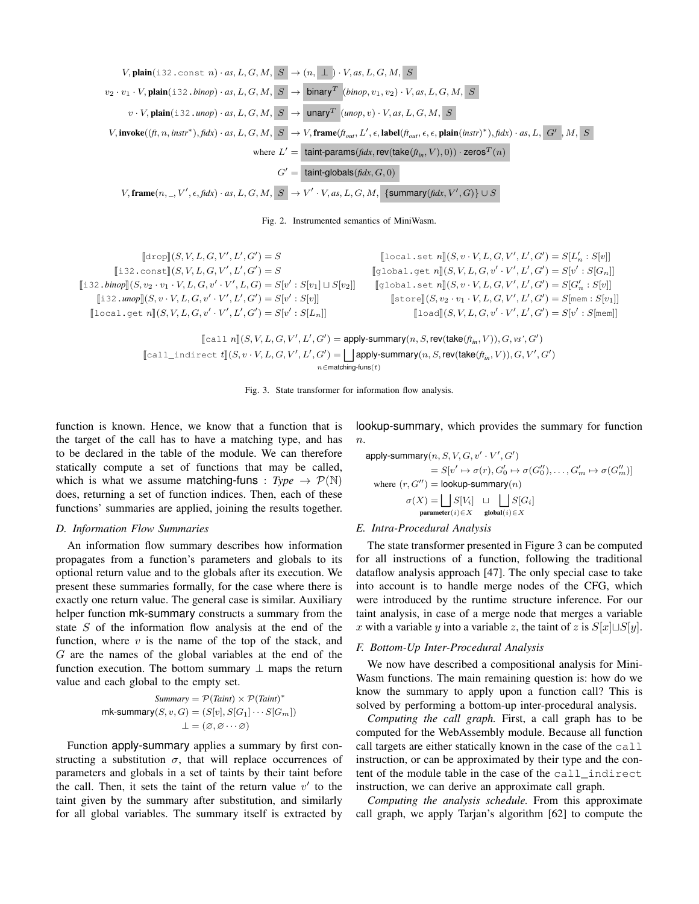$$V, \textbf{plain}(\texttt{i32.const}\ n) \cdot as, L, G, M, S \rightarrow (n, \bot) \cdot V, as, L, G, M, S$$

$$v_2 \cdot v_1 \cdot V, \textbf{plain}(\texttt{i32.}\mathit{binop}) \cdot as, L, G, M, S \rightarrow \mathsf{binary}^T(\mathit{binop}, v_1, v_2) \cdot V, as, L, G, M, S$$

$$v \cdot V, \textbf{plain}(\texttt{i32.}\mathit{unop}) \cdot as, L, G, M, S \rightarrow \mathsf{unary}^T(\mathit{unop}, v) \cdot V, as, L, G, M, S$$

$$V, \textbf{invoke}((\mathit{ft}, n, \mathit{instr}^*), \mathit{fidx}) \cdot as, L, G, M, S \rightarrow V, \textbf{frame}(\mathit{ft}_{out}, L', \epsilon, \textbf{label}(\mathit{ft}_{out}, \epsilon, \epsilon, \textbf{plain}(\mathit{instr})^*), \mathit{fidx}) \cdot as, L, G', M, S$$

$$\text{where } L' = \mathsf{taint\text{-}params}(\mathit{fidx}, \mathsf{rev}(\mathsf{take}(\mathit{ft}_{in}, V), 0)) \cdot \mathsf{zeros}^T(n)$$

$$G' = \mathsf{taint\text{-}globals}(\mathit{fidx}, G, 0)$$

$$V, \textbf{frame}(n, \_, V', \epsilon, \mathit{fidx}) \cdot as, L, G, M, S \rightarrow V' \cdot V, as, L, G, M, \{\mathsf{summary}(\mathit{fidx}, V', G)\} \cup S$$

Fig. 2. Instrumented semantics of MiniWasm.

$$[\![\texttt{drop}]\!](S, V, L, G, V', L', G') = S$$
$$[\![\texttt{i32.const}]\!](S, V, L, G, V', L', G') = S$$
$$[\![\texttt{i32.}\mathit{binop}]\!](S, v_2 \cdot v_1 \cdot V, L, G, v' \cdot V', L, G) = S[v' : S[v_1] \sqcup S[v_2]]$$
$$[\![\texttt{i32.}\mathit{unop}]\!](S, v \cdot V, L, G, v' \cdot V', L', G') = S[v' : S[v]]$$
$$[\![\texttt{local.get}\ n]\!](S, V, L, G, v' \cdot V', L', G') = S[v' : S[L_n]]$$
$$[\![\texttt{local.set}\ n]\!](S, v \cdot V, L, G, V', L', G') = S[L'_n : S[v]]$$
$$[\![\texttt{global.get}\ n]\!](S, V, L, G, v' \cdot V', L', G') = S[v' : S[G_n]]$$
$$[\![\texttt{global.set}\ n]\!](S, v \cdot V, L, G, V', L', G') = S[G'_n : S[v]]$$
$$[\![\texttt{store}]\!](S, v_2 \cdot v_1 \cdot V, L, G, V', L', G') = S[\text{mem} : S[v_1]]$$
$$[\![\texttt{load}]\!](S, V, L, G, v' \cdot V', L', G') = S[v' : S[\text{mem}]]$$

$$[\![\texttt{call}\ n]\!](S, V, L, G, V', L', G') = \mathsf{apply\text{-}summary}(n, S, \mathsf{rev}(\mathsf{take}(\mathit{ft}_{in}, V)), G, \mathit{vs}', G')$$
$$[\![\texttt{call\_indirect}\ t]\!](S, v \cdot V, L, G, V', L', G') = \bigsqcup_{n \in \mathsf{matching\text{-}funs}(t)} \mathsf{apply\text{-}summary}(n, S, \mathsf{rev}(\mathsf{take}(\mathit{ft}_{in}, V)), G, V', G')$$

Fig. 3. State transformer for information flow analysis.

function is known. Hence, we know that a function that is the target of the call has to have a matching type, and has to be declared in the table of the module. We can therefore statically compute a set of functions that may be called, which is what we assume $\mathsf{matching\text{-}funs} : \mathit{Type} \rightarrow \mathcal{P}(\mathbb{N})$ does, returning a set of function indices. Then, each of these functions' summaries are applied, joining the results together.

### D. Information Flow Summaries

An information flow summary describes how information propagates from a function's parameters and globals to its optional return value and to the globals after its execution. We present these summaries formally, for the case where there is exactly one return value. The general case is similar. Auxiliary helper function mk-summary constructs a summary from the state $S$ of the information flow analysis at the end of the function, where $v$ is the name of the top of the stack, and $G$ are the names of the global variables at the end of the function execution. The bottom summary $\bot$ maps the return value and each global to the empty set.

$$\mathit{Summary} = \mathcal{P}(\mathit{Taint}) \times \mathcal{P}(\mathit{Taint})^*$$
$$\mathsf{mk\text{-}summary}(S, v, G) = (S[v], S[G_1] \cdots S[G_m])$$
$$\bot = (\varnothing, \varnothing \cdots \varnothing)$$

Function apply-summary applies a summary by first constructing a substitution $\sigma$, that will replace occurrences of parameters and globals in a set of taints by their taint before the call. Then, it sets the taint of the return value $v'$ to the taint given by the summary after substitution, and similarly for all global variables. The summary itself is extracted by lookup-summary, which provides the summary for function $n$.

$$\mathsf{apply\text{-}summary}(n, S, V, G, v' \cdot V', G') = S[v' \mapsto \sigma(r), G'_0 \mapsto \sigma(G''_0), \ldots, G'_m \mapsto \sigma(G''_m)]$$
$$\text{where } (r, G'') = \mathsf{lookup\text{-}summary}(n)$$
$$\sigma(X) = \bigsqcup_{\textbf{parameter}(i) \in X} S[V_i] \ \sqcup \bigsqcup_{\textbf{global}(i) \in X} S[G_i]$$

### E. Intra-Procedural Analysis

The state transformer presented in Figure 3 can be computed for all instructions of a function, following the traditional dataflow analysis approach [47]. The only special case to take into account is to handle merge nodes of the CFG, which were introduced by the runtime structure inference. For our taint analysis, in case of a merge node that merges a variable $x$ with a variable $y$ into a variable $z$, the taint of $z$ is $S[x] \sqcup S[y]$.

### F. Bottom-Up Inter-Procedural Analysis

We now have described a compositional analysis for MiniWasm functions. The main remaining question is: how do we know the summary to apply upon a function call? This is solved by performing a bottom-up inter-procedural analysis.

*Computing the call graph.* First, a call graph has to be computed for the WebAssembly module. Because all function call targets are either statically known in the case of the `call` instruction, or can be approximated by their type and the content of the module table in the case of the `call_indirect` instruction, we can derive an approximate call graph.

*Computing the analysis schedule.* From this approximate call graph, we apply Tarjan's algorithm [62] to compute the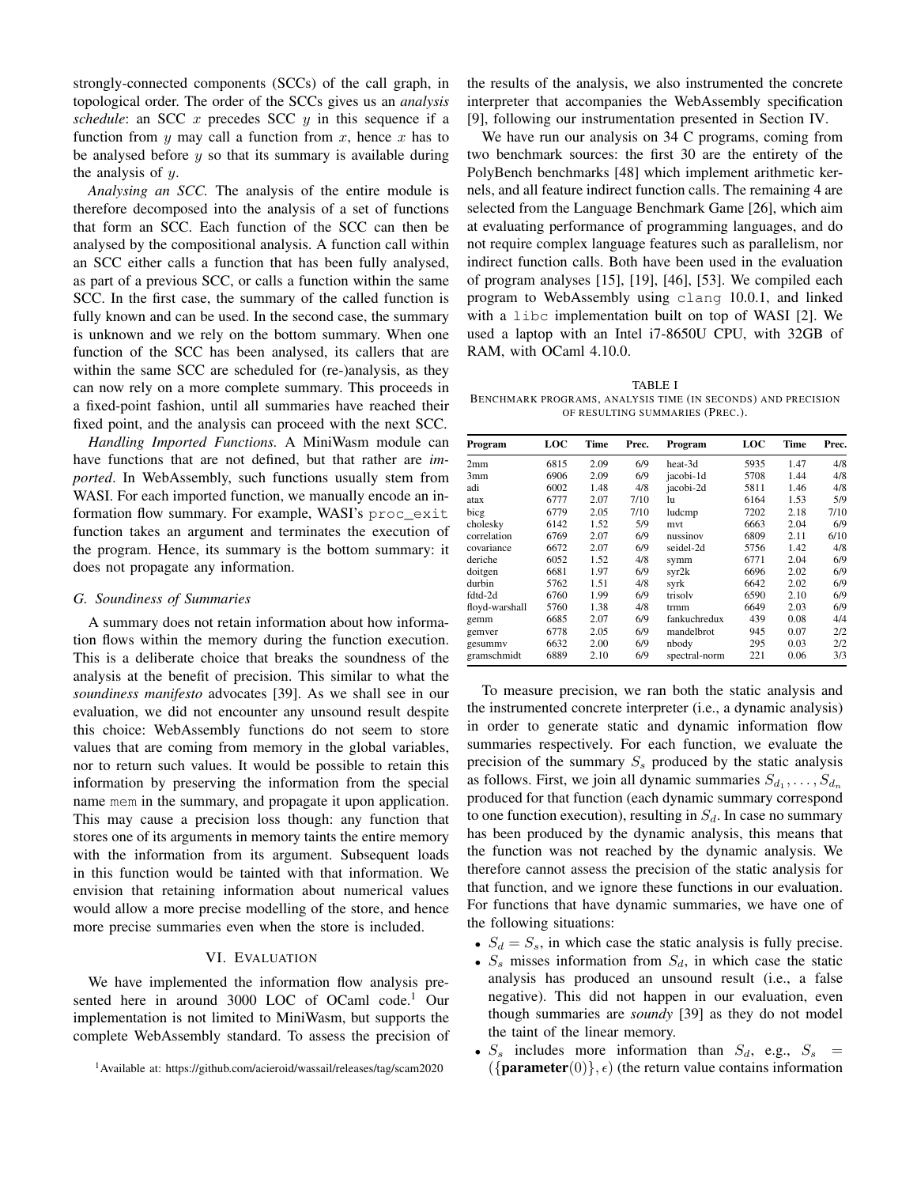strongly-connected components (SCCs) of the call graph, in topological order. The order of the SCCs gives us an *analysis schedule*: an SCC $x$ precedes SCC $y$ in this sequence if a function from $y$ may call a function from $x$, hence $x$ has to be analysed before $y$ so that its summary is available during the analysis of $y$.

*Analysing an SCC.* The analysis of the entire module is therefore decomposed into the analysis of a set of functions that form an SCC. Each function of the SCC can then be analysed by the compositional analysis. A function call within an SCC either calls a function that has been fully analysed, as part of a previous SCC, or calls a function within the same SCC. In the first case, the summary of the called function is fully known and can be used. In the second case, the summary is unknown and we rely on the bottom summary. When one function of the SCC has been analysed, its callers that are within the same SCC are scheduled for (re-)analysis, as they can now rely on a more complete summary. This proceeds in a fixed-point fashion, until all summaries have reached their fixed point, and the analysis can proceed with the next SCC.

*Handling Imported Functions.* A MiniWasm module can have functions that are not defined, but that rather are *imported*. In WebAssembly, such functions usually stem from WASI. For each imported function, we manually encode an information flow summary. For example, WASI's `proc_exit` function takes an argument and terminates the execution of the program. Hence, its summary is the bottom summary: it does not propagate any information.

### G. Soundiness of Summaries

A summary does not retain information about how information flows within the memory during the function execution. This is a deliberate choice that breaks the soundness of the analysis at the benefit of precision. This similar to what the *soundiness manifesto* advocates [39]. As we shall see in our evaluation, we did not encounter any unsound result despite this choice: WebAssembly functions do not seem to store values that are coming from memory in the global variables, nor to return such values. It would be possible to retain this information by preserving the information from the special name `mem` in the summary, and propagate it upon application. This may cause a precision loss though: any function that stores one of its arguments in memory taints the entire memory with the information from its argument. Subsequent loads in this function would be tainted with that information. We envision that retaining information about numerical values would allow a more precise modelling of the store, and hence more precise summaries even when the store is included.

## VI. Evaluation

We have implemented the information flow analysis presented here in around 3000 LOC of OCaml code.[1] Our implementation is not limited to MiniWasm, but supports the complete WebAssembly standard. To assess the precision of the results of the analysis, we also instrumented the concrete interpreter that accompanies the WebAssembly specification [9], following our instrumentation presented in Section IV.

We have run our analysis on 34 C programs, coming from two benchmark sources: the first 30 are the entirety of the PolyBench benchmarks [48] which implement arithmetic kernels, and all feature indirect function calls. The remaining 4 are selected from the Language Benchmark Game [26], which aim at evaluating performance of programming languages, and do not require complex language features such as parallelism, nor indirect function calls. Both have been used in the evaluation of program analyses [15], [19], [46], [53]. We compiled each program to WebAssembly using `clang` 10.0.1, and linked with a `libc` implementation built on top of WASI [2]. We used a laptop with an Intel i7-8650U CPU, with 32GB of RAM, with OCaml 4.10.0.

TABLE I
Benchmark programs, analysis time (in seconds) and precision of resulting summaries (Prec.).

| Program | LOC | Time | Prec. | Program | LOC | Time | Prec. |
|---|---|---|---|---|---|---|---|
| 2mm | 6815 | 2.09 | 6/9 | heat-3d | 5935 | 1.47 | 4/8 |
| 3mm | 6906 | 2.09 | 6/9 | jacobi-1d | 5708 | 1.44 | 4/8 |
| adi | 6002 | 1.48 | 4/8 | jacobi-2d | 5811 | 1.46 | 4/8 |
| atax | 6777 | 2.07 | 7/10 | lu | 6164 | 1.53 | 5/9 |
| bicg | 6779 | 2.05 | 7/10 | ludcmp | 7202 | 2.18 | 7/10 |
| cholesky | 6142 | 1.52 | 5/9 | mvt | 6663 | 2.04 | 6/9 |
| correlation | 6769 | 2.07 | 6/9 | nussinov | 6809 | 2.11 | 6/10 |
| covariance | 6672 | 2.07 | 6/9 | seidel-2d | 5756 | 1.42 | 4/8 |
| deriche | 6052 | 1.52 | 4/8 | symm | 6771 | 2.04 | 6/9 |
| doitgen | 6681 | 1.97 | 6/9 | syr2k | 6696 | 2.02 | 6/9 |
| durbin | 5762 | 1.51 | 4/8 | syrk | 6642 | 2.02 | 6/9 |
| fdtd-2d | 6760 | 1.99 | 6/9 | trisolv | 6590 | 2.10 | 6/9 |
| floyd-warshall | 5760 | 1.38 | 4/8 | trmm | 6649 | 2.03 | 6/9 |
| gemm | 6685 | 2.07 | 6/9 | fankuchredux | 439 | 0.08 | 4/4 |
| gemver | 6778 | 2.05 | 6/9 | mandelbrot | 945 | 0.07 | 2/2 |
| gesummv | 6632 | 2.00 | 6/9 | nbody | 295 | 0.03 | 2/2 |
| gramschmidt | 6889 | 2.10 | 6/9 | spectral-norm | 221 | 0.06 | 3/3 |

To measure precision, we ran both the static analysis and the instrumented concrete interpreter (i.e., a dynamic analysis) in order to generate static and dynamic information flow summaries respectively. For each function, we evaluate the precision of the summary $S_s$ produced by the static analysis as follows. First, we join all dynamic summaries $S_{d_1}, \ldots, S_{d_n}$ produced for that function (each dynamic summary correspond to one function execution), resulting in $S_d$. In case no summary has been produced by the dynamic analysis, this means that the function was not reached by the dynamic analysis. We therefore cannot assess the precision of the static analysis for that function, and we ignore these functions in our evaluation. For functions that have dynamic summaries, we have one of the following situations:

- $S_d = S_s$, in which case the static analysis is fully precise.
- $S_s$ misses information from $S_d$, in which case the static analysis has produced an unsound result (i.e., a false negative). This did not happen in our evaluation, even though summaries are *soundy* [39] as they do not model the taint of the linear memory.
- $S_s$ includes more information than $S_d$, e.g., $S_s = (\{\textbf{parameter}(0)\}, \epsilon)$ (the return value contains information

[1] Available at: https://github.com/acieroid/wassail/releases/tag/scam2020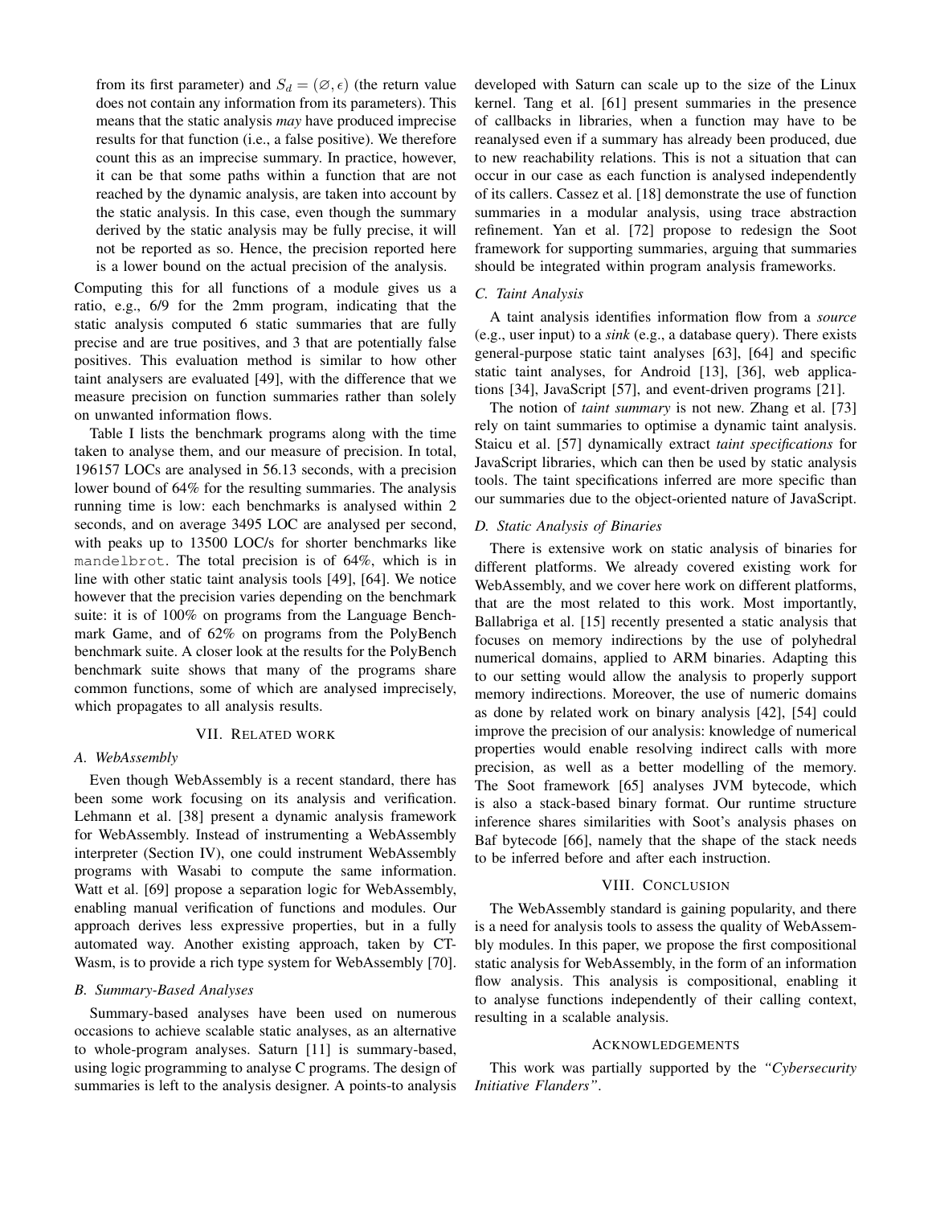from its first parameter) and $S_d = (\varnothing, \epsilon)$ (the return value does not contain any information from its parameters). This means that the static analysis *may* have produced imprecise results for that function (i.e., a false positive). We therefore count this as an imprecise summary. In practice, however, it can be that some paths within a function that are not reached by the dynamic analysis, are taken into account by the static analysis. In this case, even though the summary derived by the static analysis may be fully precise, it will not be reported as so. Hence, the precision reported here is a lower bound on the actual precision of the analysis.

Computing this for all functions of a module gives us a ratio, e.g., 6/9 for the 2mm program, indicating that the static analysis computed 6 static summaries that are fully precise and are true positives, and 3 that are potentially false positives. This evaluation method is similar to how other taint analysers are evaluated [49], with the difference that we measure precision on function summaries rather than solely on unwanted information flows.

Table I lists the benchmark programs along with the time taken to analyse them, and our measure of precision. In total, 196157 LOCs are analysed in 56.13 seconds, with a precision lower bound of 64% for the resulting summaries. The analysis running time is low: each benchmarks is analysed within 2 seconds, and on average 3495 LOC are analysed per second, with peaks up to 13500 LOC/s for shorter benchmarks like `mandelbrot`. The total precision is of 64%, which is in line with other static taint analysis tools [49], [64]. We notice however that the precision varies depending on the benchmark suite: it is of 100% on programs from the Language Benchmark Game, and of 62% on programs from the PolyBench benchmark suite. A closer look at the results for the PolyBench benchmark suite shows that many of the programs share common functions, some of which are analysed imprecisely, which propagates to all analysis results.

## VII. Related work

### A. WebAssembly

Even though WebAssembly is a recent standard, there has been some work focusing on its analysis and verification. Lehmann et al. [38] present a dynamic analysis framework for WebAssembly. Instead of instrumenting a WebAssembly interpreter (Section IV), one could instrument WebAssembly programs with Wasabi to compute the same information. Watt et al. [69] propose a separation logic for WebAssembly, enabling manual verification of functions and modules. Our approach derives less expressive properties, but in a fully automated way. Another existing approach, taken by CT-Wasm, is to provide a rich type system for WebAssembly [70].

### B. Summary-Based Analyses

Summary-based analyses have been used on numerous occasions to achieve scalable static analyses, as an alternative to whole-program analyses. Saturn [11] is summary-based, using logic programming to analyse C programs. The design of summaries is left to the analysis designer. A points-to analysis developed with Saturn can scale up to the size of the Linux kernel. Tang et al. [61] present summaries in the presence of callbacks in libraries, when a function may have to be reanalysed even if a summary has already been produced, due to new reachability relations. This is not a situation that can occur in our case as each function is analysed independently of its callers. Cassez et al. [18] demonstrate the use of function summaries in a modular analysis, using trace abstraction refinement. Yan et al. [72] propose to redesign the Soot framework for supporting summaries, arguing that summaries should be integrated within program analysis frameworks.

### C. Taint Analysis

A taint analysis identifies information flow from a *source* (e.g., user input) to a *sink* (e.g., a database query). There exists general-purpose static taint analyses [63], [64] and specific static taint analyses, for Android [13], [36], web applications [34], JavaScript [57], and event-driven programs [21].

The notion of *taint summary* is not new. Zhang et al. [73] rely on taint summaries to optimise a dynamic taint analysis. Staicu et al. [57] dynamically extract *taint specifications* for JavaScript libraries, which can then be used by static analysis tools. The taint specifications inferred are more specific than our summaries due to the object-oriented nature of JavaScript.

### D. Static Analysis of Binaries

There is extensive work on static analysis of binaries for different platforms. We already covered existing work for WebAssembly, and we cover here work on different platforms, that are the most related to this work. Most importantly, Ballabriga et al. [15] recently presented a static analysis that focuses on memory indirections by the use of polyhedral numerical domains, applied to ARM binaries. Adapting this to our setting would allow the analysis to properly support memory indirections. Moreover, the use of numeric domains as done by related work on binary analysis [42], [54] could improve the precision of our analysis: knowledge of numerical properties would enable resolving indirect calls with more precision, as well as a better modelling of the memory. The Soot framework [65] analyses JVM bytecode, which is also a stack-based binary format. Our runtime structure inference shares similarities with Soot's analysis phases on Baf bytecode [66], namely that the shape of the stack needs to be inferred before and after each instruction.

## VIII. Conclusion

The WebAssembly standard is gaining popularity, and there is a need for analysis tools to assess the quality of WebAssembly modules. In this paper, we propose the first compositional static analysis for WebAssembly, in the form of an information flow analysis. This analysis is compositional, enabling it to analyse functions independently of their calling context, resulting in a scalable analysis.

## Acknowledgements

This work was partially supported by the *"Cybersecurity Initiative Flanders"*.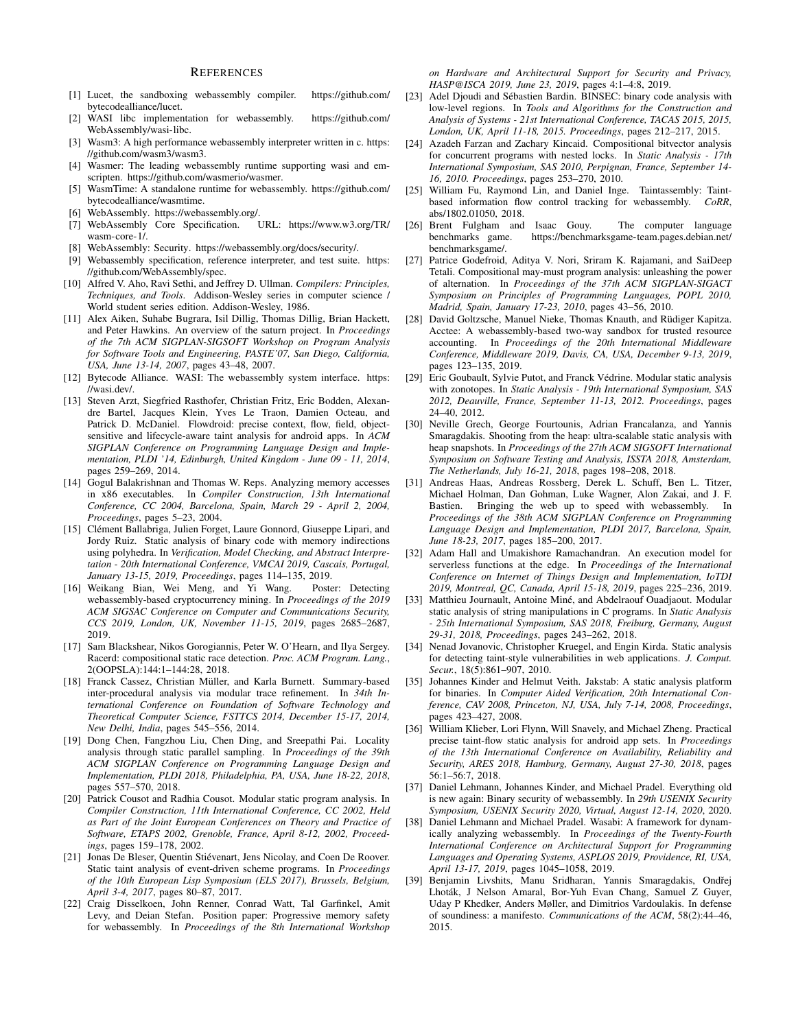## REFERENCES

[1] Lucet, the sandboxing webassembly compiler. https://github.com/bytecodealliance/lucet.

[2] WASI libc implementation for webassembly. https://github.com/WebAssembly/wasi-libc.

[3] Wasm3: A high performance webassembly interpreter written in c. https://github.com/wasm3/wasm3.

[4] Wasmer: The leading webassembly runtime supporting wasi and emscripten. https://github.com/wasmerio/wasmer.

[5] WasmTime: A standalone runtime for webassembly. https://github.com/bytecodealliance/wasmtime.

[6] WebAssembly. https://webassembly.org/.

[7] WebAssembly Core Specification. URL: https://www.w3.org/TR/wasm-core-1/.

[8] WebAssembly: Security. https://webassembly.org/docs/security/.

[9] Webassembly specification, reference interpreter, and test suite. https://github.com/WebAssembly/spec.

[10] Alfred V. Aho, Ravi Sethi, and Jeffrey D. Ullman. *Compilers: Principles, Techniques, and Tools*. Addison-Wesley series in computer science / World student series edition. Addison-Wesley, 1986.

[11] Alex Aiken, Suhabe Bugrara, Isil Dillig, Thomas Dillig, Brian Hackett, and Peter Hawkins. An overview of the saturn project. In *Proceedings of the 7th ACM SIGPLAN-SIGSOFT Workshop on Program Analysis for Software Tools and Engineering, PASTE'07, San Diego, California, USA, June 13-14, 2007*, pages 43–48, 2007.

[12] Bytecode Alliance. WASI: The webassembly system interface. https://wasi.dev/.

[13] Steven Arzt, Siegfried Rasthofer, Christian Fritz, Eric Bodden, Alexandre Bartel, Jacques Klein, Yves Le Traon, Damien Octeau, and Patrick D. McDaniel. Flowdroid: precise context, flow, field, object-sensitive and lifecycle-aware taint analysis for android apps. In *ACM SIGPLAN Conference on Programming Language Design and Implementation, PLDI '14, Edinburgh, United Kingdom - June 09 - 11, 2014*, pages 259–269, 2014.

[14] Gogul Balakrishnan and Thomas W. Reps. Analyzing memory accesses in x86 executables. In *Compiler Construction, 13th International Conference, CC 2004, Barcelona, Spain, March 29 - April 2, 2004, Proceedings*, pages 5–23, 2004.

[15] Clément Ballabriga, Julien Forget, Laure Gonnord, Giuseppe Lipari, and Jordy Ruiz. Static analysis of binary code with memory indirections using polyhedra. In *Verification, Model Checking, and Abstract Interpretation - 20th International Conference, VMCAI 2019, Cascais, Portugal, January 13-15, 2019, Proceedings*, pages 114–135, 2019.

[16] Weikang Bian, Wei Meng, and Yi Wang. Poster: Detecting webassembly-based cryptocurrency mining. In *Proceedings of the 2019 ACM SIGSAC Conference on Computer and Communications Security, CCS 2019, London, UK, November 11-15, 2019*, pages 2685–2687, 2019.

[17] Sam Blackshear, Nikos Gorogiannis, Peter W. O'Hearn, and Ilya Sergey. Racerd: compositional static race detection. *Proc. ACM Program. Lang.*, 2(OOPSLA):144:1–144:28, 2018.

[18] Franck Cassez, Christian Müller, and Karla Burnett. Summary-based inter-procedural analysis via modular trace refinement. In *34th International Conference on Foundation of Software Technology and Theoretical Computer Science, FSTTCS 2014, December 15-17, 2014, New Delhi, India*, pages 545–556, 2014.

[19] Dong Chen, Fangzhou Liu, Chen Ding, and Sreepathi Pai. Locality analysis through static parallel sampling. In *Proceedings of the 39th ACM SIGPLAN Conference on Programming Language Design and Implementation, PLDI 2018, Philadelphia, PA, USA, June 18-22, 2018*, pages 557–570, 2018.

[20] Patrick Cousot and Radhia Cousot. Modular static program analysis. In *Compiler Construction, 11th International Conference, CC 2002, Held as Part of the Joint European Conferences on Theory and Practice of Software, ETAPS 2002, Grenoble, France, April 8-12, 2002, Proceedings*, pages 159–178, 2002.

[21] Jonas De Bleser, Quentin Stiévenart, Jens Nicolay, and Coen De Roover. Static taint analysis of event-driven scheme programs. In *Proceedings of the 10th European Lisp Symposium (ELS 2017), Brussels, Belgium, April 3-4, 2017*, pages 80–87, 2017.

[22] Craig Disselkoen, John Renner, Conrad Watt, Tal Garfinkel, Amit Levy, and Deian Stefan. Position paper: Progressive memory safety for webassembly. In *Proceedings of the 8th International Workshop on Hardware and Architectural Support for Security and Privacy, HASP@ISCA 2019, June 23, 2019*, pages 4:1–4:8, 2019.

[23] Adel Djoudi and Sébastien Bardin. BINSEC: binary code analysis with low-level regions. In *Tools and Algorithms for the Construction and Analysis of Systems - 21st International Conference, TACAS 2015, 2015, London, UK, April 11-18, 2015. Proceedings*, pages 212–217, 2015.

[24] Azadeh Farzan and Zachary Kincaid. Compositional bitvector analysis for concurrent programs with nested locks. In *Static Analysis - 17th International Symposium, SAS 2010, Perpignan, France, September 14-16, 2010. Proceedings*, pages 253–270, 2010.

[25] William Fu, Raymond Lin, and Daniel Inge. Taintassembly: Taint-based information flow control tracking for webassembly. *CoRR*, abs/1802.01050, 2018.

[26] Brent Fulgham and Isaac Gouy. The computer language benchmarks game. https://benchmarksgame-team.pages.debian.net/benchmarksgame/.

[27] Patrice Godefroid, Aditya V. Nori, Sriram K. Rajamani, and SaiDeep Tetali. Compositional may-must program analysis: unleashing the power of alternation. In *Proceedings of the 37th ACM SIGPLAN-SIGACT Symposium on Principles of Programming Languages, POPL 2010, Madrid, Spain, January 17-23, 2010*, pages 43–56, 2010.

[28] David Goltzsche, Manuel Nieke, Thomas Knauth, and Rüdiger Kapitza. Acctee: A webassembly-based two-way sandbox for trusted resource accounting. In *Proceedings of the 20th International Middleware Conference, Middleware 2019, Davis, CA, USA, December 9-13, 2019*, pages 123–135, 2019.

[29] Eric Goubault, Sylvie Putot, and Franck Védrine. Modular static analysis with zonotopes. In *Static Analysis - 19th International Symposium, SAS 2012, Deauville, France, September 11-13, 2012. Proceedings*, pages 24–40, 2012.

[30] Neville Grech, George Fourtounis, Adrian Francalanza, and Yannis Smaragdakis. Shooting from the heap: ultra-scalable static analysis with heap snapshots. In *Proceedings of the 27th ACM SIGSOFT International Symposium on Software Testing and Analysis, ISSTA 2018, Amsterdam, The Netherlands, July 16-21, 2018*, pages 198–208, 2018.

[31] Andreas Haas, Andreas Rossberg, Derek L. Schuff, Ben L. Titzer, Michael Holman, Dan Gohman, Luke Wagner, Alon Zakai, and J. F. Bastien. Bringing the web up to speed with webassembly. In *Proceedings of the 38th ACM SIGPLAN Conference on Programming Language Design and Implementation, PLDI 2017, Barcelona, Spain, June 18-23, 2017*, pages 185–200, 2017.

[32] Adam Hall and Umakishore Ramachandran. An execution model for serverless functions at the edge. In *Proceedings of the International Conference on Internet of Things Design and Implementation, IoTDI 2019, Montreal, QC, Canada, April 15-18, 2019*, pages 225–236, 2019.

[33] Matthieu Journault, Antoine Miné, and Abdelraouf Ouadjaout. Modular static analysis of string manipulations in C programs. In *Static Analysis - 25th International Symposium, SAS 2018, Freiburg, Germany, August 29-31, 2018, Proceedings*, pages 243–262, 2018.

[34] Nenad Jovanovic, Christopher Kruegel, and Engin Kirda. Static analysis for detecting taint-style vulnerabilities in web applications. *J. Comput. Secur.*, 18(5):861–907, 2010.

[35] Johannes Kinder and Helmut Veith. Jakstab: A static analysis platform for binaries. In *Computer Aided Verification, 20th International Conference, CAV 2008, Princeton, NJ, USA, July 7-14, 2008, Proceedings*, pages 423–427, 2008.

[36] William Klieber, Lori Flynn, Will Snavely, and Michael Zheng. Practical precise taint-flow static analysis for android app sets. In *Proceedings of the 13th International Conference on Availability, Reliability and Security, ARES 2018, Hamburg, Germany, August 27-30, 2018*, pages 56:1–56:7, 2018.

[37] Daniel Lehmann, Johannes Kinder, and Michael Pradel. Everything old is new again: Binary security of webassembly. In *29th USENIX Security Symposium, USENIX Security 2020, Virtual, August 12-14, 2020*, 2020.

[38] Daniel Lehmann and Michael Pradel. Wasabi: A framework for dynamically analyzing webassembly. In *Proceedings of the Twenty-Fourth International Conference on Architectural Support for Programming Languages and Operating Systems, ASPLOS 2019, Providence, RI, USA, April 13-17, 2019*, pages 1045–1058, 2019.

[39] Benjamin Livshits, Manu Sridharan, Yannis Smaragdakis, Ondřej Lhoták, J Nelson Amaral, Bor-Yuh Evan Chang, Samuel Z Guyer, Uday P Khedker, Anders Møller, and Dimitrios Vardoulakis. In defense of soundiness: a manifesto. *Communications of the ACM*, 58(2):44–46, 2015.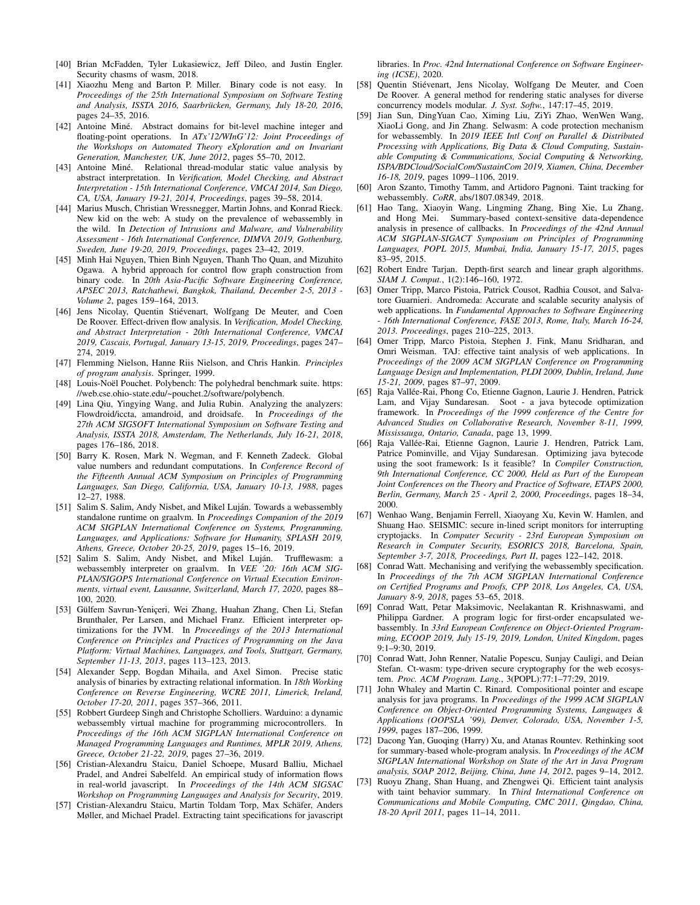[40] Brian McFadden, Tyler Lukasiewicz, Jeff Dileo, and Justin Engler. Security chasms of wasm, 2018.

[41] Xiaozhu Meng and Barton P. Miller. Binary code is not easy. In *Proceedings of the 25th International Symposium on Software Testing and Analysis, ISSTA 2016, Saarbrücken, Germany, July 18-20, 2016*, pages 24–35, 2016.

[42] Antoine Miné. Abstract domains for bit-level machine integer and floating-point operations. In *ATx'12/WInG'12: Joint Proceedings of the Workshops on Automated Theory eXploration and on Invariant Generation, Manchester, UK, June 2012*, pages 55–70, 2012.

[43] Antoine Miné. Relational thread-modular static value analysis by abstract interpretation. In *Verification, Model Checking, and Abstract Interpretation - 15th International Conference, VMCAI 2014, San Diego, CA, USA, January 19-21, 2014, Proceedings*, pages 39–58, 2014.

[44] Marius Musch, Christian Wressnegger, Martin Johns, and Konrad Rieck. New kid on the web: A study on the prevalence of webassembly in the wild. In *Detection of Intrusions and Malware, and Vulnerability Assessment - 16th International Conference, DIMVA 2019, Gothenburg, Sweden, June 19-20, 2019, Proceedings*, pages 23–42, 2019.

[45] Minh Hai Nguyen, Thien Binh Nguyen, Thanh Tho Quan, and Mizuhito Ogawa. A hybrid approach for control flow graph construction from binary code. In *20th Asia-Pacific Software Engineering Conference, APSEC 2013, Ratchathewi, Bangkok, Thailand, December 2-5, 2013 - Volume 2*, pages 159–164, 2013.

[46] Jens Nicolay, Quentin Stiévenart, Wolfgang De Meuter, and Coen De Roover. Effect-driven flow analysis. In *Verification, Model Checking, and Abstract Interpretation - 20th International Conference, VMCAI 2019, Cascais, Portugal, January 13-15, 2019, Proceedings*, pages 247–274, 2019.

[47] Flemming Nielson, Hanne Riis Nielson, and Chris Hankin. *Principles of program analysis*. Springer, 1999.

[48] Louis-Noël Pouchet. Polybench: The polyhedral benchmark suite. https://web.cse.ohio-state.edu/~pouchet.2/software/polybench.

[49] Lina Qiu, Yingying Wang, and Julia Rubin. Analyzing the analyzers: Flowdroid/iccta, amandroid, and droidsafe. In *Proceedings of the 27th ACM SIGSOFT International Symposium on Software Testing and Analysis, ISSTA 2018, Amsterdam, The Netherlands, July 16-21, 2018*, pages 176–186, 2018.

[50] Barry K. Rosen, Mark N. Wegman, and F. Kenneth Zadeck. Global value numbers and redundant computations. In *Conference Record of the Fifteenth Annual ACM Symposium on Principles of Programming Languages, San Diego, California, USA, January 10-13, 1988*, pages 12–27, 1988.

[51] Salim S. Salim, Andy Nisbet, and Mikel Luján. Towards a webassembly standalone runtime on graalvm. In *Proceedings Companion of the 2019 ACM SIGPLAN International Conference on Systems, Programming, Languages, and Applications: Software for Humanity, SPLASH 2019, Athens, Greece, October 20-25, 2019*, pages 15–16, 2019.

[52] Salim S. Salim, Andy Nisbet, and Mikel Luján. Trufflewasm: a webassembly interpreter on graalvm. In *VEE '20: 16th ACM SIGPLAN/SIGOPS International Conference on Virtual Execution Environments, virtual event, Lausanne, Switzerland, March 17, 2020*, pages 88–100, 2020.

[53] Gülfem Savrun-Yeniçeri, Wei Zhang, Huahan Zhang, Chen Li, Stefan Brunthaler, Per Larsen, and Michael Franz. Efficient interpreter optimizations for the JVM. In *Proceedings of the 2013 International Conference on Principles and Practices of Programming on the Java Platform: Virtual Machines, Languages, and Tools, Stuttgart, Germany, September 11-13, 2013*, pages 113–123, 2013.

[54] Alexander Sepp, Bogdan Mihaila, and Axel Simon. Precise static analysis of binaries by extracting relational information. In *18th Working Conference on Reverse Engineering, WCRE 2011, Limerick, Ireland, October 17-20, 2011*, pages 357–366, 2011.

[55] Robbert Gurdeep Singh and Christophe Scholliers. Warduino: a dynamic webassembly virtual machine for programming microcontrollers. In *Proceedings of the 16th ACM SIGPLAN International Conference on Managed Programming Languages and Runtimes, MPLR 2019, Athens, Greece, October 21-22, 2019*, pages 27–36, 2019.

[56] Cristian-Alexandru Staicu, Daniel Schoepe, Musard Balliu, Michael Pradel, and Andrei Sabelfeld. An empirical study of information flows in real-world javascript. In *Proceedings of the 14th ACM SIGSAC Workshop on Programming Languages and Analysis for Security*, 2019.

[57] Cristian-Alexandru Staicu, Martin Toldam Torp, Max Schäfer, Anders Møller, and Michael Pradel. Extracting taint specifications for javascript libraries. In *Proc. 42nd International Conference on Software Engineering (ICSE)*, 2020.

[58] Quentin Stiévenart, Jens Nicolay, Wolfgang De Meuter, and Coen De Roover. A general method for rendering static analyses for diverse concurrency models modular. *J. Syst. Softw.*, 147:17–45, 2019.

[59] Jian Sun, DingYuan Cao, Ximing Liu, ZiYi Zhao, WenWen Wang, XiaoLi Gong, and Jin Zhang. Selwasm: A code protection mechanism for webassembly. In *2019 IEEE Intl Conf on Parallel & Distributed Processing with Applications, Big Data & Cloud Computing, Sustainable Computing & Communications, Social Computing & Networking, ISPA/BDCloud/SocialCom/SustainCom 2019, Xiamen, China, December 16-18, 2019*, pages 1099–1106, 2019.

[60] Aron Szanto, Timothy Tamm, and Artidoro Pagnoni. Taint tracking for webassembly. *CoRR*, abs/1807.08349, 2018.

[61] Hao Tang, Xiaoyin Wang, Lingming Zhang, Bing Xie, Lu Zhang, and Hong Mei. Summary-based context-sensitive data-dependence analysis in presence of callbacks. In *Proceedings of the 42nd Annual ACM SIGPLAN-SIGACT Symposium on Principles of Programming Languages, POPL 2015, Mumbai, India, January 15-17, 2015*, pages 83–95, 2015.

[62] Robert Endre Tarjan. Depth-first search and linear graph algorithms. *SIAM J. Comput.*, 1(2):146–160, 1972.

[63] Omer Tripp, Marco Pistoia, Patrick Cousot, Radhia Cousot, and Salvatore Guarnieri. Andromeda: Accurate and scalable security analysis of web applications. In *Fundamental Approaches to Software Engineering - 16th International Conference, FASE 2013, Rome, Italy, March 16-24, 2013. Proceedings*, pages 210–225, 2013.

[64] Omer Tripp, Marco Pistoia, Stephen J. Fink, Manu Sridharan, and Omri Weisman. TAJ: effective taint analysis of web applications. In *Proceedings of the 2009 ACM SIGPLAN Conference on Programming Language Design and Implementation, PLDI 2009, Dublin, Ireland, June 15-21, 2009*, pages 87–97, 2009.

[65] Raja Vallée-Rai, Phong Co, Etienne Gagnon, Laurie J. Hendren, Patrick Lam, and Vijay Sundaresan. Soot - a java bytecode optimization framework. In *Proceedings of the 1999 conference of the Centre for Advanced Studies on Collaborative Research, November 8-11, 1999, Mississauga, Ontario, Canada*, page 13, 1999.

[66] Raja Vallée-Rai, Etienne Gagnon, Laurie J. Hendren, Patrick Lam, Patrice Pominville, and Vijay Sundaresan. Optimizing java bytecode using the soot framework: Is it feasible? In *Compiler Construction, 9th International Conference, CC 2000, Held as Part of the European Joint Conferences on the Theory and Practice of Software, ETAPS 2000, Berlin, Germany, March 25 - April 2, 2000, Proceedings*, pages 18–34, 2000.

[67] Wenhao Wang, Benjamin Ferrell, Xiaoyang Xu, Kevin W. Hamlen, and Shuang Hao. SEISMIC: secure in-lined script monitors for interrupting cryptojacks. In *Computer Security - 23rd European Symposium on Research in Computer Security, ESORICS 2018, Barcelona, Spain, September 3-7, 2018, Proceedings, Part II*, pages 122–142, 2018.

[68] Conrad Watt. Mechanising and verifying the webassembly specification. In *Proceedings of the 7th ACM SIGPLAN International Conference on Certified Programs and Proofs, CPP 2018, Los Angeles, CA, USA, January 8-9, 2018*, pages 53–65, 2018.

[69] Conrad Watt, Petar Maksimovic, Neelakantan R. Krishnaswami, and Philippa Gardner. A program logic for first-order encapsulated webassembly. In *33rd European Conference on Object-Oriented Programming, ECOOP 2019, July 15-19, 2019, London, United Kingdom*, pages 9:1–9:30, 2019.

[70] Conrad Watt, John Renner, Natalie Popescu, Sunjay Cauligi, and Deian Stefan. Ct-wasm: type-driven secure cryptography for the web ecosystem. *Proc. ACM Program. Lang.*, 3(POPL):77:1–77:29, 2019.

[71] John Whaley and Martin C. Rinard. Compositional pointer and escape analysis for java programs. In *Proceedings of the 1999 ACM SIGPLAN Conference on Object-Oriented Programming Systems, Languages & Applications (OOPSLA '99), Denver, Colorado, USA, November 1-5, 1999*, pages 187–206, 1999.

[72] Dacong Yan, Guoqing (Harry) Xu, and Atanas Rountev. Rethinking soot for summary-based whole-program analysis. In *Proceedings of the ACM SIGPLAN International Workshop on State of the Art in Java Program analysis, SOAP 2012, Beijing, China, June 14, 2012*, pages 9–14, 2012.

[73] Ruoyu Zhang, Shan Huang, and Zhengwei Qi. Efficient taint analysis with taint behavior summary. In *Third International Conference on Communications and Mobile Computing, CMC 2011, Qingdao, China, 18-20 April 2011*, pages 11–14, 2011.